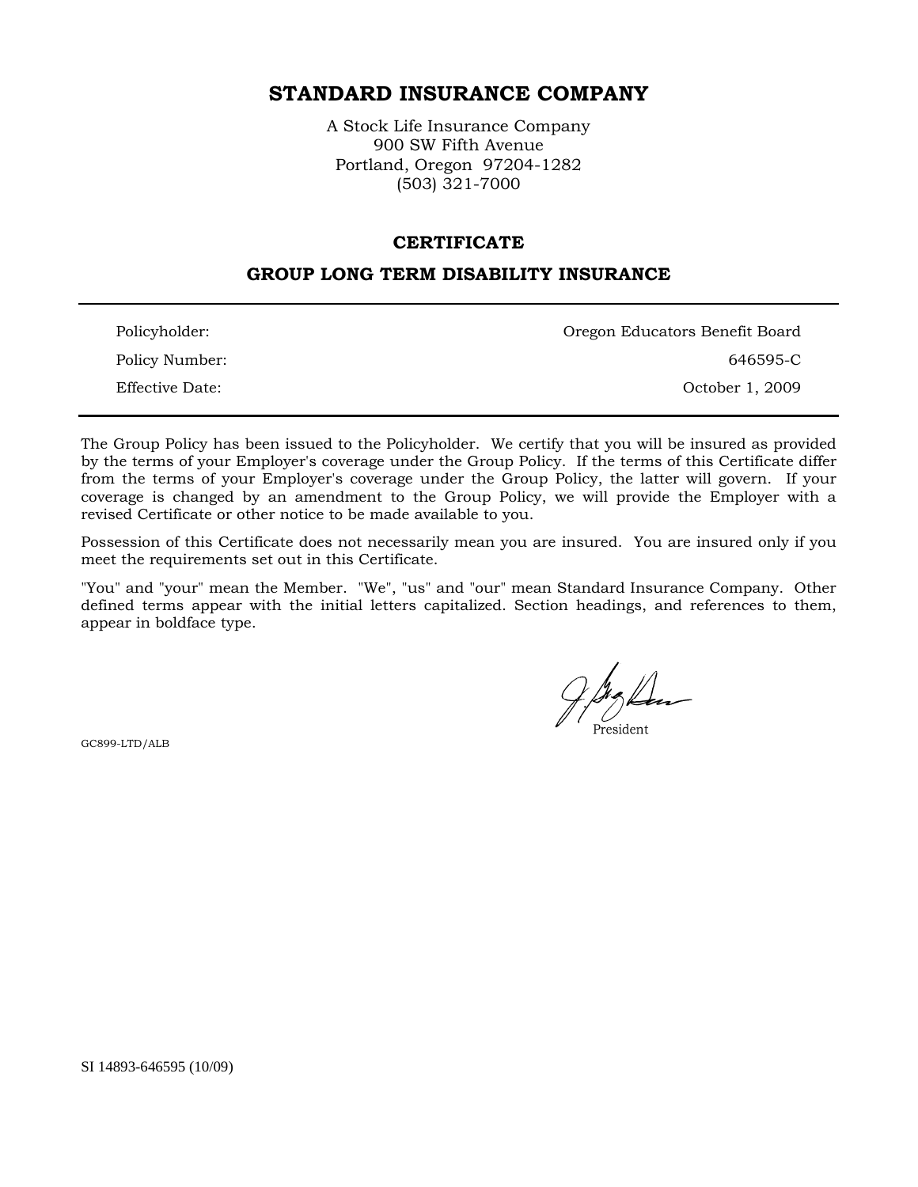# STANDARD INSURANCE COMPANY

A Stock Life Insurance Company
900 SW Fifth Avenue
Portland, Oregon 97204-1282
(503) 321-7000

## CERTIFICATE

## GROUP LONG TERM DISABILITY INSURANCE

| | |
|---|---|
| Policyholder: | Oregon Educators Benefit Board |
| Policy Number: | 646595-C |
| Effective Date: | October 1, 2009 |

The Group Policy has been issued to the Policyholder. We certify that you will be insured as provided by the terms of your Employer's coverage under the Group Policy. If the terms of this Certificate differ from the terms of your Employer's coverage under the Group Policy, the latter will govern. If your coverage is changed by an amendment to the Group Policy, we will provide the Employer with a revised Certificate or other notice to be made available to you.

Possession of this Certificate does not necessarily mean you are insured. You are insured only if you meet the requirements set out in this Certificate.

"You" and "your" mean the Member. "We", "us" and "our" mean Standard Insurance Company. Other defined terms appear with the initial letters capitalized. Section headings, and references to them, appear in boldface type.

President

GC899-LTD/ALB

SI 14893-646595 (10/09)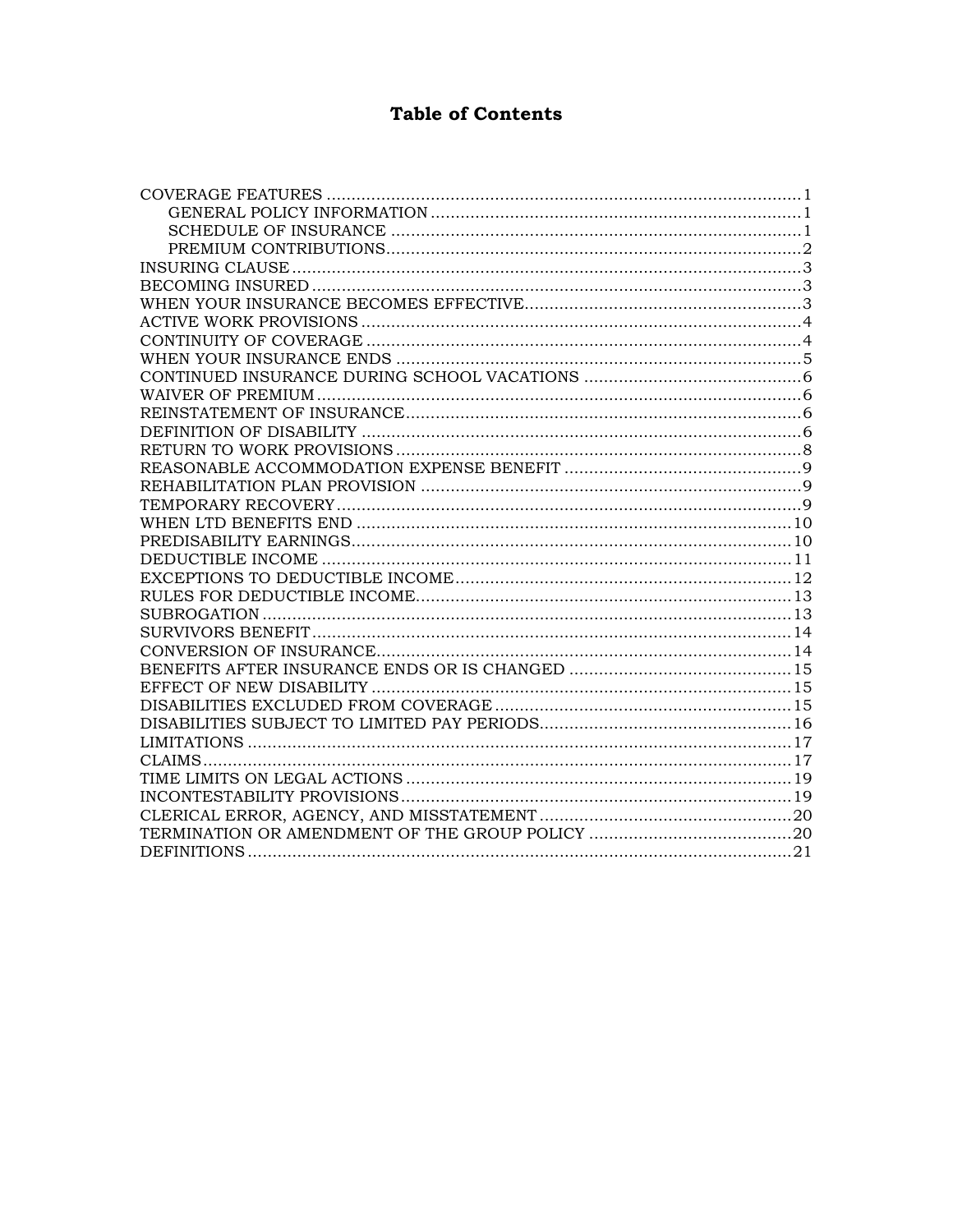# Table of Contents

- COVERAGE FEATURES ..... 1
  - GENERAL POLICY INFORMATION ..... 1
  - SCHEDULE OF INSURANCE ..... 1
  - PREMIUM CONTRIBUTIONS ..... 2
- INSURING CLAUSE ..... 3
- BECOMING INSURED ..... 3
- WHEN YOUR INSURANCE BECOMES EFFECTIVE ..... 3
- ACTIVE WORK PROVISIONS ..... 4
- CONTINUITY OF COVERAGE ..... 4
- WHEN YOUR INSURANCE ENDS ..... 5
- CONTINUED INSURANCE DURING SCHOOL VACATIONS ..... 6
- WAIVER OF PREMIUM ..... 6
- REINSTATEMENT OF INSURANCE ..... 6
- DEFINITION OF DISABILITY ..... 6
- RETURN TO WORK PROVISIONS ..... 8
- REASONABLE ACCOMMODATION EXPENSE BENEFIT ..... 9
- REHABILITATION PLAN PROVISION ..... 9
- TEMPORARY RECOVERY ..... 9
- WHEN LTD BENEFITS END ..... 10
- PREDISABILITY EARNINGS ..... 10
- DEDUCTIBLE INCOME ..... 11
- EXCEPTIONS TO DEDUCTIBLE INCOME ..... 12
- RULES FOR DEDUCTIBLE INCOME ..... 13
- SUBROGATION ..... 13
- SURVIVORS BENEFIT ..... 14
- CONVERSION OF INSURANCE ..... 14
- BENEFITS AFTER INSURANCE ENDS OR IS CHANGED ..... 15
- EFFECT OF NEW DISABILITY ..... 15
- DISABILITIES EXCLUDED FROM COVERAGE ..... 15
- DISABILITIES SUBJECT TO LIMITED PAY PERIODS ..... 16
- LIMITATIONS ..... 17
- CLAIMS ..... 17
- TIME LIMITS ON LEGAL ACTIONS ..... 19
- INCONTESTABILITY PROVISIONS ..... 19
- CLERICAL ERROR, AGENCY, AND MISSTATEMENT ..... 20
- TERMINATION OR AMENDMENT OF THE GROUP POLICY ..... 20
- DEFINITIONS ..... 21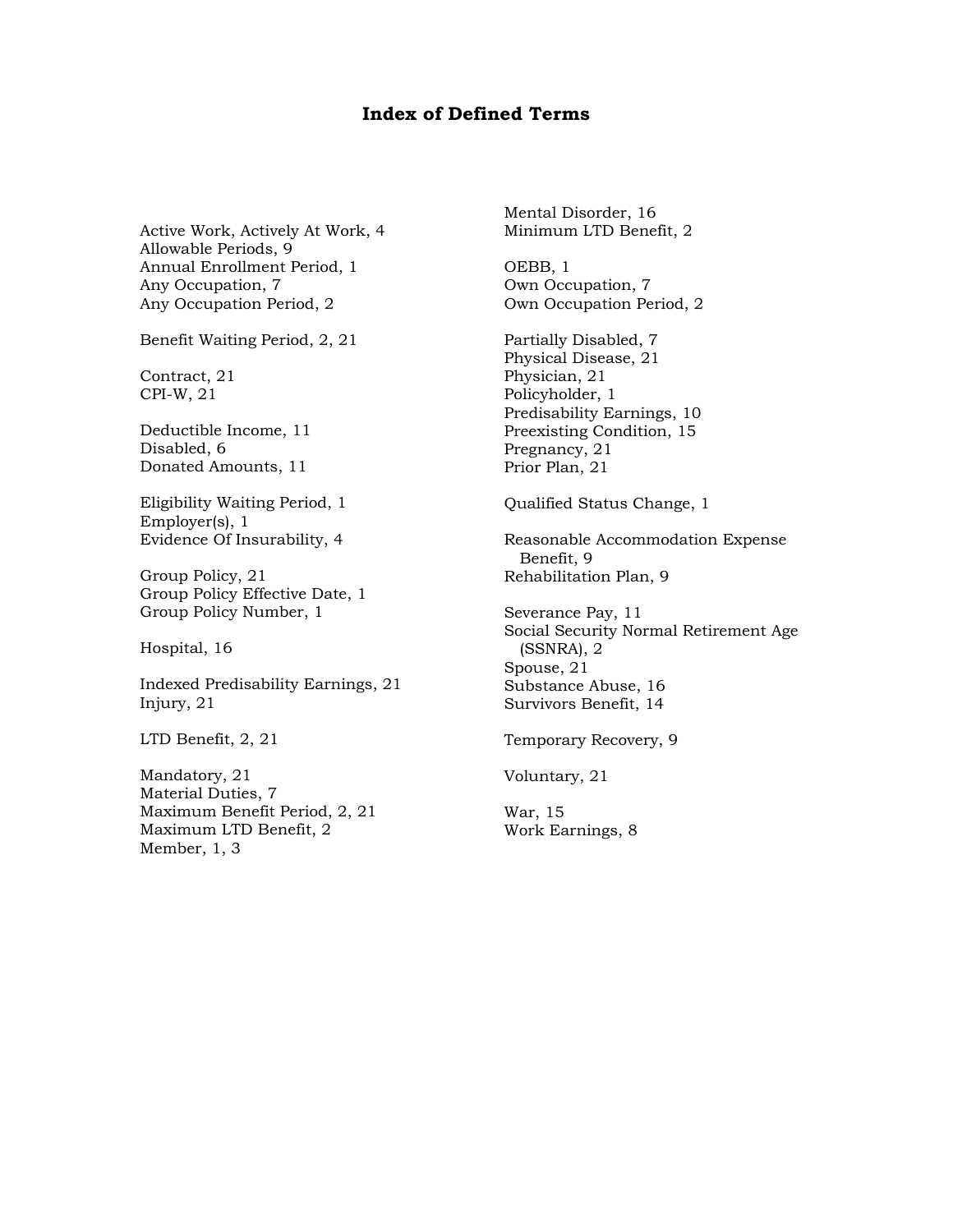# Index of Defined Terms

Active Work, Actively At Work, 4
Allowable Periods, 9
Annual Enrollment Period, 1
Any Occupation, 7
Any Occupation Period, 2

Benefit Waiting Period, 2, 21

Contract, 21
CPI-W, 21

Deductible Income, 11
Disabled, 6
Donated Amounts, 11

Eligibility Waiting Period, 1
Employer(s), 1
Evidence Of Insurability, 4

Group Policy, 21
Group Policy Effective Date, 1
Group Policy Number, 1

Hospital, 16

Indexed Predisability Earnings, 21
Injury, 21

LTD Benefit, 2, 21

Mandatory, 21
Material Duties, 7
Maximum Benefit Period, 2, 21
Maximum LTD Benefit, 2
Member, 1, 3
Mental Disorder, 16
Minimum LTD Benefit, 2

OEBB, 1
Own Occupation, 7
Own Occupation Period, 2

Partially Disabled, 7
Physical Disease, 21
Physician, 21
Policyholder, 1
Predisability Earnings, 10
Preexisting Condition, 15
Pregnancy, 21
Prior Plan, 21

Qualified Status Change, 1

Reasonable Accommodation Expense Benefit, 9
Rehabilitation Plan, 9

Severance Pay, 11
Social Security Normal Retirement Age (SSNRA), 2
Spouse, 21
Substance Abuse, 16
Survivors Benefit, 14

Temporary Recovery, 9

Voluntary, 21

War, 15
Work Earnings, 8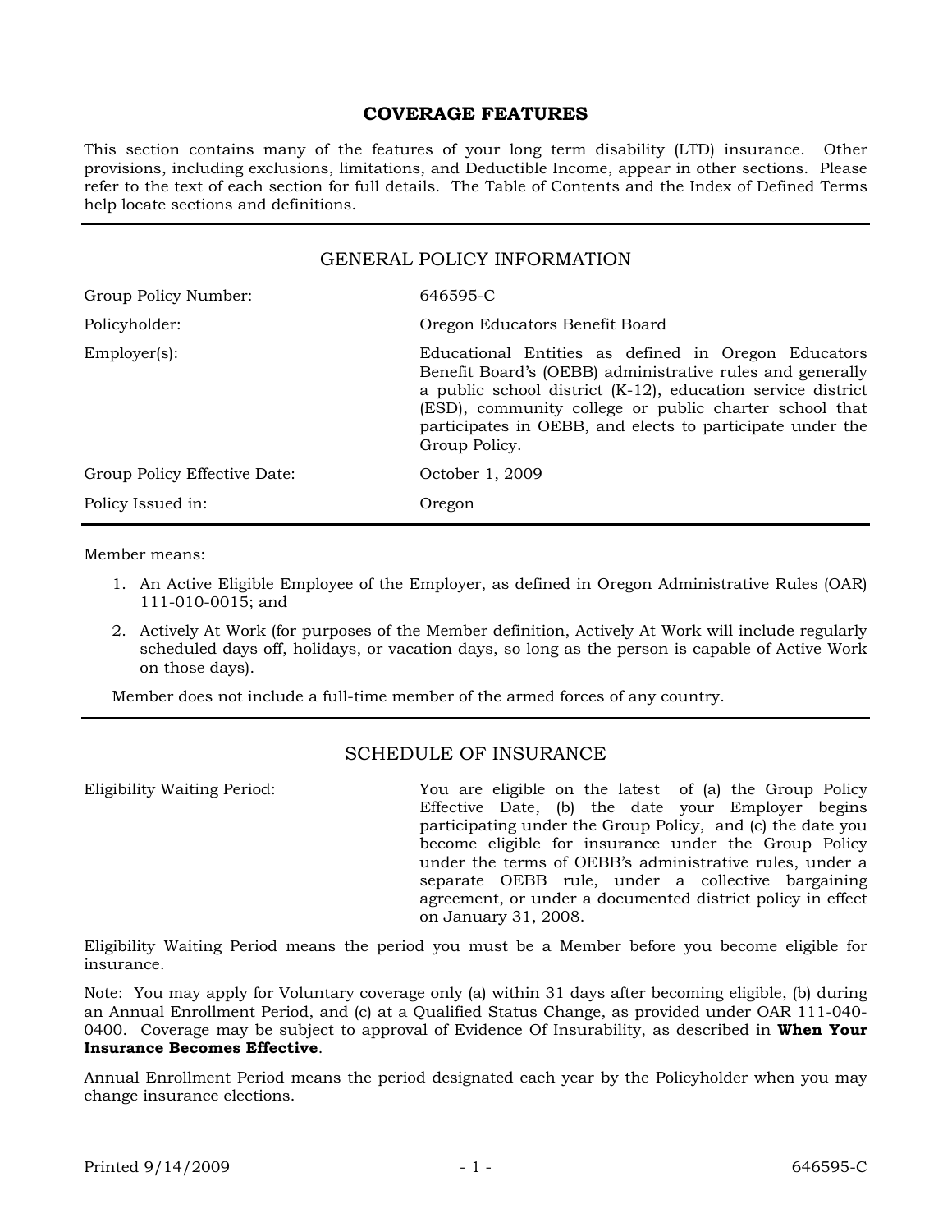# COVERAGE FEATURES

This section contains many of the features of your long term disability (LTD) insurance. Other provisions, including exclusions, limitations, and Deductible Income, appear in other sections. Please refer to the text of each section for full details. The Table of Contents and the Index of Defined Terms help locate sections and definitions.

## GENERAL POLICY INFORMATION

| | |
|---|---|
| Group Policy Number: | 646595-C |
| Policyholder: | Oregon Educators Benefit Board |
| Employer(s): | Educational Entities as defined in Oregon Educators Benefit Board's (OEBB) administrative rules and generally a public school district (K-12), education service district (ESD), community college or public charter school that participates in OEBB, and elects to participate under the Group Policy. |
| Group Policy Effective Date: | October 1, 2009 |
| Policy Issued in: | Oregon |

Member means:

1. An Active Eligible Employee of the Employer, as defined in Oregon Administrative Rules (OAR) 111-010-0015; and
2. Actively At Work (for purposes of the Member definition, Actively At Work will include regularly scheduled days off, holidays, or vacation days, so long as the person is capable of Active Work on those days).

Member does not include a full-time member of the armed forces of any country.

## SCHEDULE OF INSURANCE

| | |
|---|---|
| Eligibility Waiting Period: | You are eligible on the latest of (a) the Group Policy Effective Date, (b) the date your Employer begins participating under the Group Policy, and (c) the date you become eligible for insurance under the Group Policy under the terms of OEBB's administrative rules, under a separate OEBB rule, under a collective bargaining agreement, or under a documented district policy in effect on January 31, 2008. |

Eligibility Waiting Period means the period you must be a Member before you become eligible for insurance.

Note: You may apply for Voluntary coverage only (a) within 31 days after becoming eligible, (b) during an Annual Enrollment Period, and (c) at a Qualified Status Change, as provided under OAR 111-040-0400. Coverage may be subject to approval of Evidence Of Insurability, as described in **When Your Insurance Becomes Effective**.

Annual Enrollment Period means the period designated each year by the Policyholder when you may change insurance elections.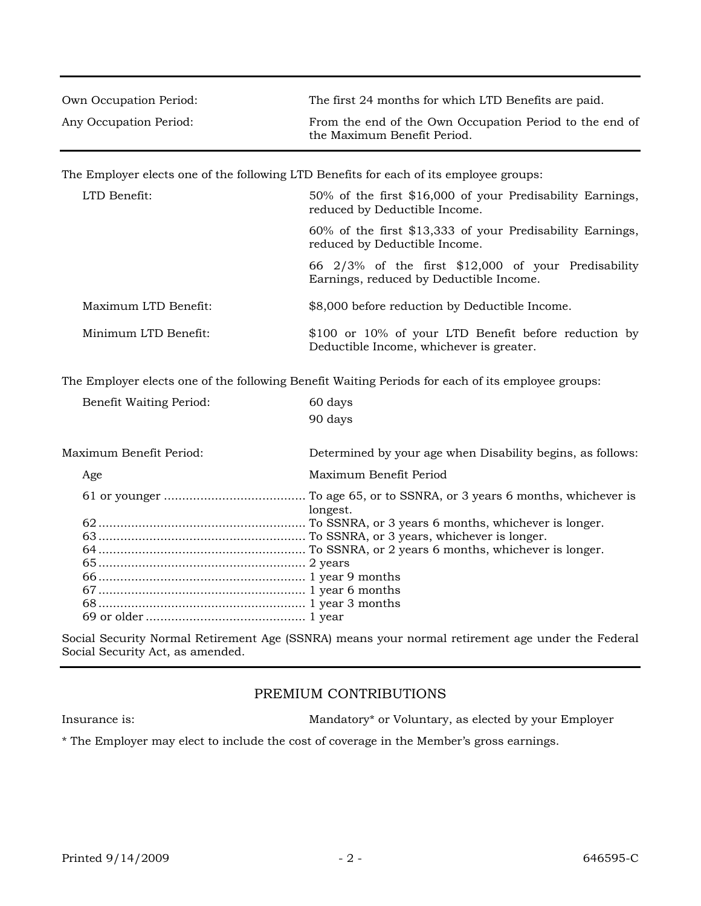| | |
|---|---|
| Own Occupation Period: | The first 24 months for which LTD Benefits are paid. |
| Any Occupation Period: | From the end of the Own Occupation Period to the end of the Maximum Benefit Period. |

The Employer elects one of the following LTD Benefits for each of its employee groups:

| | |
|---|---|
| LTD Benefit: | 50% of the first $16,000 of your Predisability Earnings, reduced by Deductible Income. |
| | 60% of the first $13,333 of your Predisability Earnings, reduced by Deductible Income. |
| | 66 2/3% of the first $12,000 of your Predisability Earnings, reduced by Deductible Income. |
| Maximum LTD Benefit: | $8,000 before reduction by Deductible Income. |
| Minimum LTD Benefit: | $100 or 10% of your LTD Benefit before reduction by Deductible Income, whichever is greater. |

The Employer elects one of the following Benefit Waiting Periods for each of its employee groups:

| | |
|---|---|
| Benefit Waiting Period: | 60 days |
| | 90 days |

Maximum Benefit Period: Determined by your age when Disability begins, as follows:

| Age | Maximum Benefit Period |
|---|---|
| 61 or younger | To age 65, or to SSNRA, or 3 years 6 months, whichever is longest. |
| 62 | To SSNRA, or 3 years 6 months, whichever is longer. |
| 63 | To SSNRA, or 3 years, whichever is longer. |
| 64 | To SSNRA, or 2 years 6 months, whichever is longer. |
| 65 | 2 years |
| 66 | 1 year 9 months |
| 67 | 1 year 6 months |
| 68 | 1 year 3 months |
| 69 or older | 1 year |

Social Security Normal Retirement Age (SSNRA) means your normal retirement age under the Federal Social Security Act, as amended.

## PREMIUM CONTRIBUTIONS

Insurance is: Mandatory* or Voluntary, as elected by your Employer

* The Employer may elect to include the cost of coverage in the Member's gross earnings.

Printed 9/14/2009 646595-C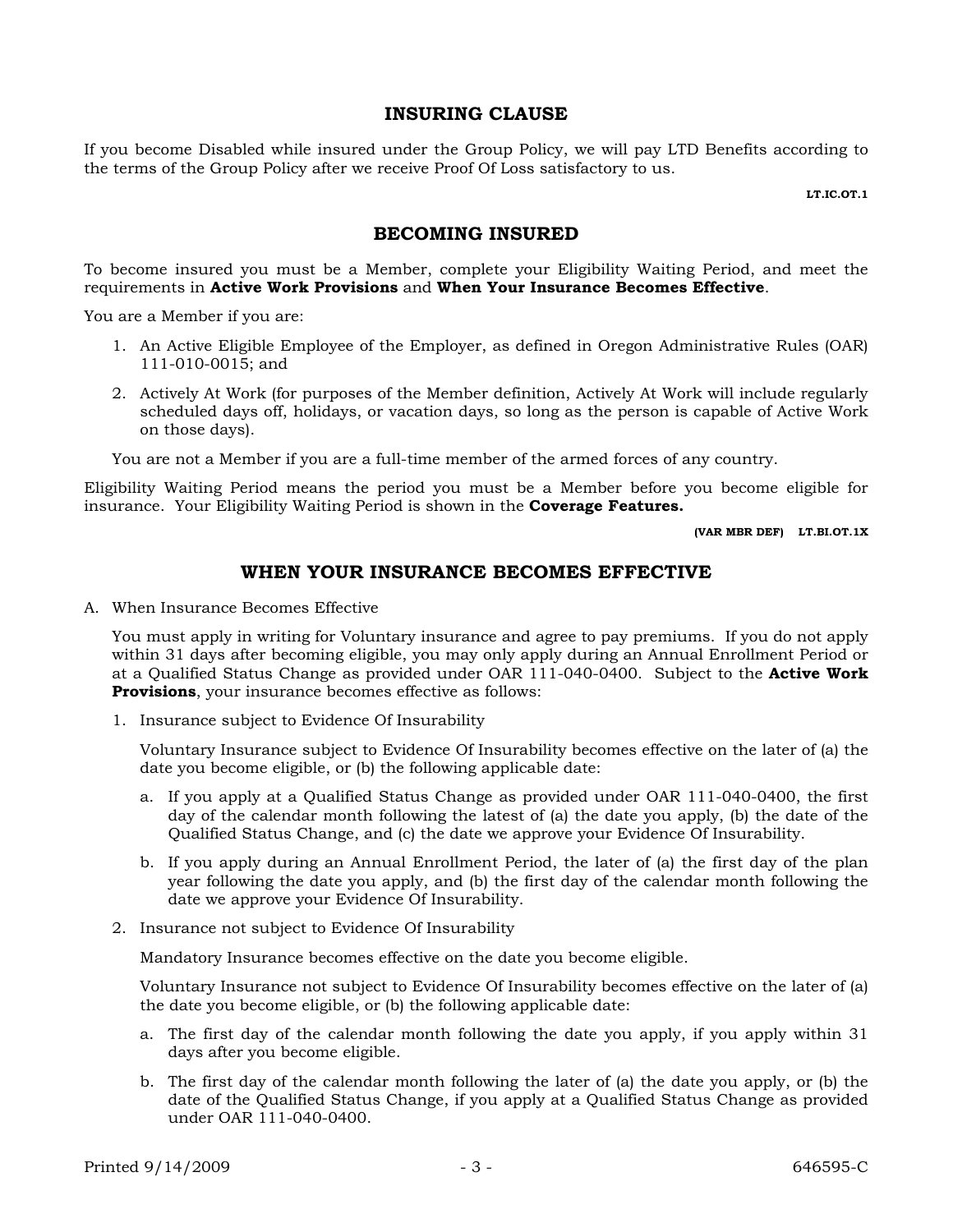## INSURING CLAUSE

If you become Disabled while insured under the Group Policy, we will pay LTD Benefits according to the terms of the Group Policy after we receive Proof Of Loss satisfactory to us.

LT.IC.OT.1

## BECOMING INSURED

To become insured you must be a Member, complete your Eligibility Waiting Period, and meet the requirements in **Active Work Provisions** and **When Your Insurance Becomes Effective**.

You are a Member if you are:

1. An Active Eligible Employee of the Employer, as defined in Oregon Administrative Rules (OAR) 111-010-0015; and
2. Actively At Work (for purposes of the Member definition, Actively At Work will include regularly scheduled days off, holidays, or vacation days, so long as the person is capable of Active Work on those days).

You are not a Member if you are a full-time member of the armed forces of any country.

Eligibility Waiting Period means the period you must be a Member before you become eligible for insurance. Your Eligibility Waiting Period is shown in the **Coverage Features.**

(VAR MBR DEF) LT.BI.OT.1X

## WHEN YOUR INSURANCE BECOMES EFFECTIVE

A. When Insurance Becomes Effective

You must apply in writing for Voluntary insurance and agree to pay premiums. If you do not apply within 31 days after becoming eligible, you may only apply during an Annual Enrollment Period or at a Qualified Status Change as provided under OAR 111-040-0400. Subject to the **Active Work Provisions**, your insurance becomes effective as follows:

1. Insurance subject to Evidence Of Insurability

   Voluntary Insurance subject to Evidence Of Insurability becomes effective on the later of (a) the date you become eligible, or (b) the following applicable date:

   a. If you apply at a Qualified Status Change as provided under OAR 111-040-0400, the first day of the calendar month following the latest of (a) the date you apply, (b) the date of the Qualified Status Change, and (c) the date we approve your Evidence Of Insurability.

   b. If you apply during an Annual Enrollment Period, the later of (a) the first day of the plan year following the date you apply, and (b) the first day of the calendar month following the date we approve your Evidence Of Insurability.

2. Insurance not subject to Evidence Of Insurability

   Mandatory Insurance becomes effective on the date you become eligible.

   Voluntary Insurance not subject to Evidence Of Insurability becomes effective on the later of (a) the date you become eligible, or (b) the following applicable date:

   a. The first day of the calendar month following the date you apply, if you apply within 31 days after you become eligible.

   b. The first day of the calendar month following the later of (a) the date you apply, or (b) the date of the Qualified Status Change, if you apply at a Qualified Status Change as provided under OAR 111-040-0400.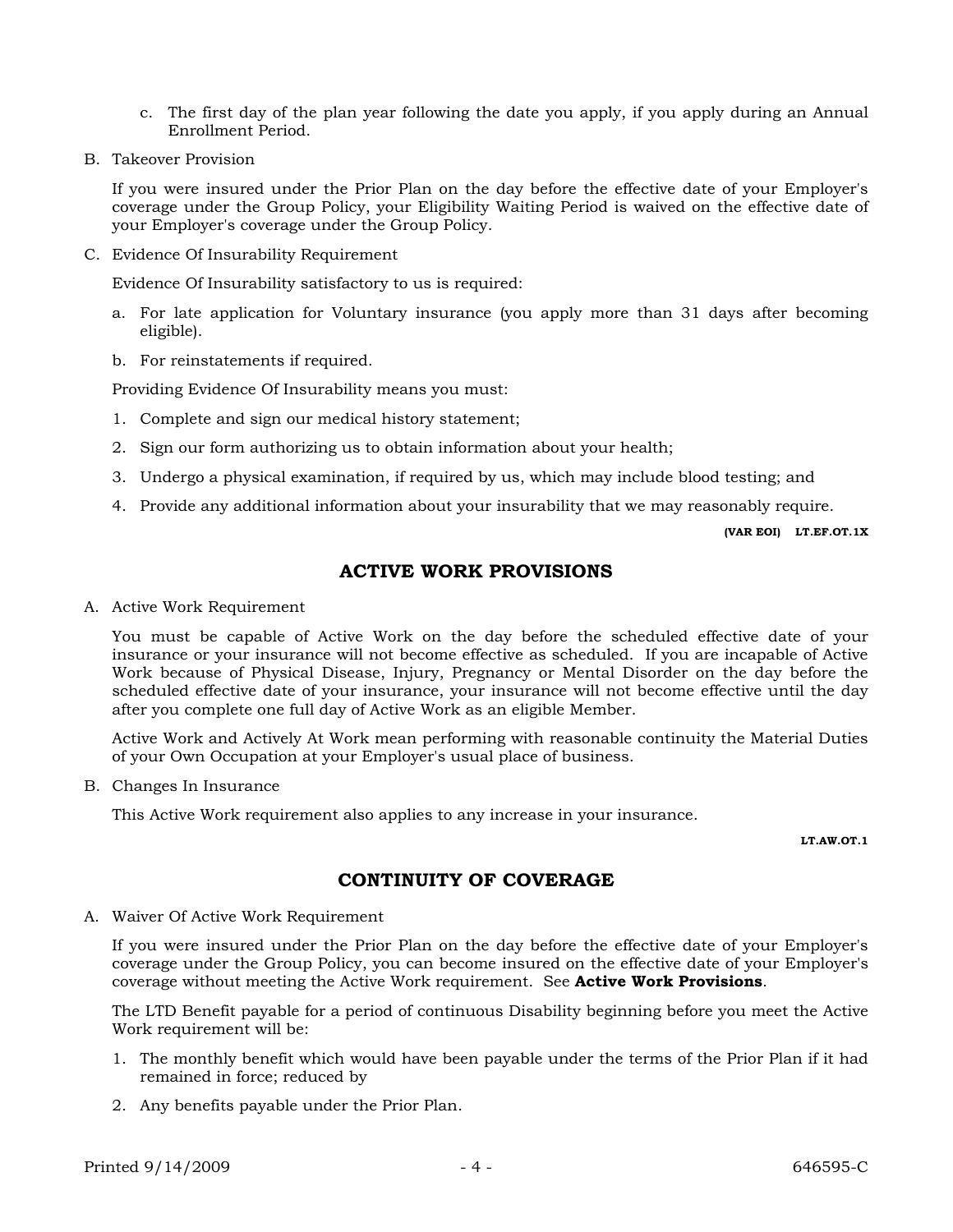c. The first day of the plan year following the date you apply, if you apply during an Annual Enrollment Period.

B. Takeover Provision

If you were insured under the Prior Plan on the day before the effective date of your Employer's coverage under the Group Policy, your Eligibility Waiting Period is waived on the effective date of your Employer's coverage under the Group Policy.

C. Evidence Of Insurability Requirement

Evidence Of Insurability satisfactory to us is required:

a. For late application for Voluntary insurance (you apply more than 31 days after becoming eligible).

b. For reinstatements if required.

Providing Evidence Of Insurability means you must:

1. Complete and sign our medical history statement;
2. Sign our form authorizing us to obtain information about your health;
3. Undergo a physical examination, if required by us, which may include blood testing; and
4. Provide any additional information about your insurability that we may reasonably require.

**(VAR EOI) LT.EF.OT.1X**

## ACTIVE WORK PROVISIONS

A. Active Work Requirement

You must be capable of Active Work on the day before the scheduled effective date of your insurance or your insurance will not become effective as scheduled. If you are incapable of Active Work because of Physical Disease, Injury, Pregnancy or Mental Disorder on the day before the scheduled effective date of your insurance, your insurance will not become effective until the day after you complete one full day of Active Work as an eligible Member.

Active Work and Actively At Work mean performing with reasonable continuity the Material Duties of your Own Occupation at your Employer's usual place of business.

B. Changes In Insurance

This Active Work requirement also applies to any increase in your insurance.

**LT.AW.OT.1**

## CONTINUITY OF COVERAGE

A. Waiver Of Active Work Requirement

If you were insured under the Prior Plan on the day before the effective date of your Employer's coverage under the Group Policy, you can become insured on the effective date of your Employer's coverage without meeting the Active Work requirement. See **Active Work Provisions**.

The LTD Benefit payable for a period of continuous Disability beginning before you meet the Active Work requirement will be:

1. The monthly benefit which would have been payable under the terms of the Prior Plan if it had remained in force; reduced by
2. Any benefits payable under the Prior Plan.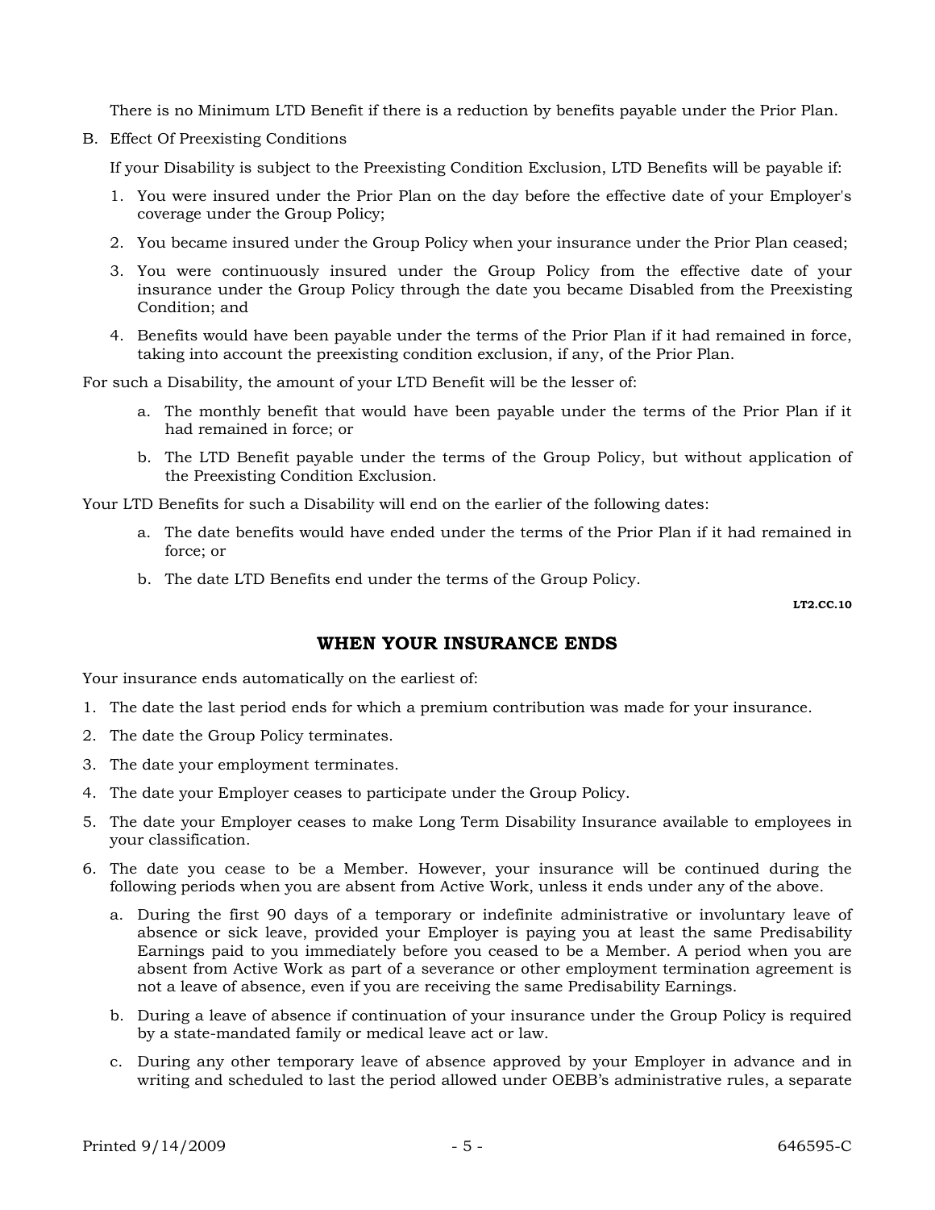There is no Minimum LTD Benefit if there is a reduction by benefits payable under the Prior Plan.

B. Effect Of Preexisting Conditions

If your Disability is subject to the Preexisting Condition Exclusion, LTD Benefits will be payable if:

1. You were insured under the Prior Plan on the day before the effective date of your Employer's coverage under the Group Policy;
2. You became insured under the Group Policy when your insurance under the Prior Plan ceased;
3. You were continuously insured under the Group Policy from the effective date of your insurance under the Group Policy through the date you became Disabled from the Preexisting Condition; and
4. Benefits would have been payable under the terms of the Prior Plan if it had remained in force, taking into account the preexisting condition exclusion, if any, of the Prior Plan.

For such a Disability, the amount of your LTD Benefit will be the lesser of:

a. The monthly benefit that would have been payable under the terms of the Prior Plan if it had remained in force; or
b. The LTD Benefit payable under the terms of the Group Policy, but without application of the Preexisting Condition Exclusion.

Your LTD Benefits for such a Disability will end on the earlier of the following dates:

a. The date benefits would have ended under the terms of the Prior Plan if it had remained in force; or
b. The date LTD Benefits end under the terms of the Group Policy.

**LT2.CC.10**

## WHEN YOUR INSURANCE ENDS

Your insurance ends automatically on the earliest of:

1. The date the last period ends for which a premium contribution was made for your insurance.
2. The date the Group Policy terminates.
3. The date your employment terminates.
4. The date your Employer ceases to participate under the Group Policy.
5. The date your Employer ceases to make Long Term Disability Insurance available to employees in your classification.
6. The date you cease to be a Member. However, your insurance will be continued during the following periods when you are absent from Active Work, unless it ends under any of the above.
   a. During the first 90 days of a temporary or indefinite administrative or involuntary leave of absence or sick leave, provided your Employer is paying you at least the same Predisability Earnings paid to you immediately before you ceased to be a Member. A period when you are absent from Active Work as part of a severance or other employment termination agreement is not a leave of absence, even if you are receiving the same Predisability Earnings.
   b. During a leave of absence if continuation of your insurance under the Group Policy is required by a state-mandated family or medical leave act or law.
   c. During any other temporary leave of absence approved by your Employer in advance and in writing and scheduled to last the period allowed under OEBB's administrative rules, a separate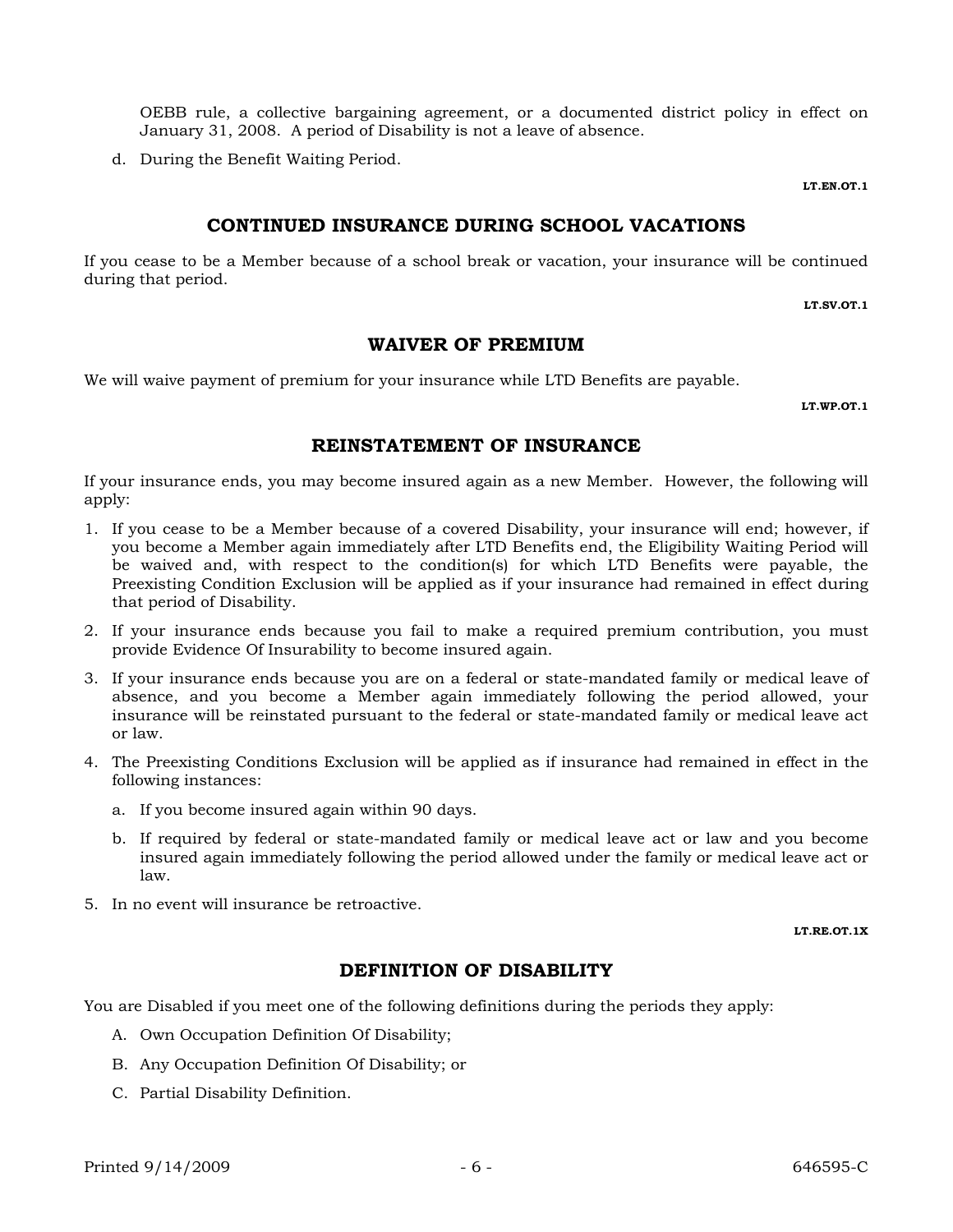OEBB rule, a collective bargaining agreement, or a documented district policy in effect on January 31, 2008. A period of Disability is not a leave of absence.

d. During the Benefit Waiting Period.

LT.EN.OT.1

## CONTINUED INSURANCE DURING SCHOOL VACATIONS

If you cease to be a Member because of a school break or vacation, your insurance will be continued during that period.

LT.SV.OT.1

## WAIVER OF PREMIUM

We will waive payment of premium for your insurance while LTD Benefits are payable.

LT.WP.OT.1

## REINSTATEMENT OF INSURANCE

If your insurance ends, you may become insured again as a new Member. However, the following will apply:

1. If you cease to be a Member because of a covered Disability, your insurance will end; however, if you become a Member again immediately after LTD Benefits end, the Eligibility Waiting Period will be waived and, with respect to the condition(s) for which LTD Benefits were payable, the Preexisting Condition Exclusion will be applied as if your insurance had remained in effect during that period of Disability.
2. If your insurance ends because you fail to make a required premium contribution, you must provide Evidence Of Insurability to become insured again.
3. If your insurance ends because you are on a federal or state-mandated family or medical leave of absence, and you become a Member again immediately following the period allowed, your insurance will be reinstated pursuant to the federal or state-mandated family or medical leave act or law.
4. The Preexisting Conditions Exclusion will be applied as if insurance had remained in effect in the following instances:
   a. If you become insured again within 90 days.
   b. If required by federal or state-mandated family or medical leave act or law and you become insured again immediately following the period allowed under the family or medical leave act or law.
5. In no event will insurance be retroactive.

LT.RE.OT.1X

## DEFINITION OF DISABILITY

You are Disabled if you meet one of the following definitions during the periods they apply:

A. Own Occupation Definition Of Disability;

B. Any Occupation Definition Of Disability; or

C. Partial Disability Definition.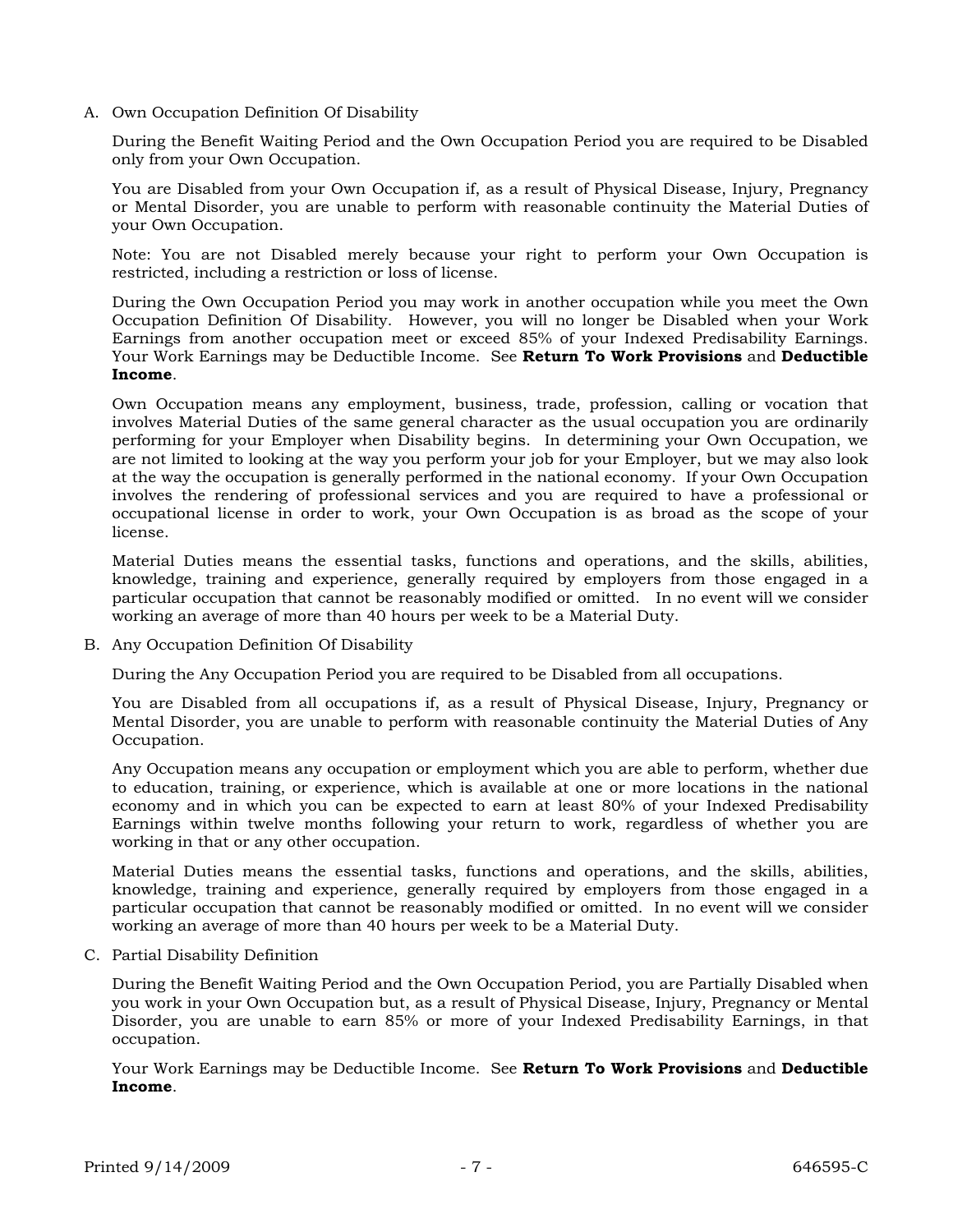A. Own Occupation Definition Of Disability

During the Benefit Waiting Period and the Own Occupation Period you are required to be Disabled only from your Own Occupation.

You are Disabled from your Own Occupation if, as a result of Physical Disease, Injury, Pregnancy or Mental Disorder, you are unable to perform with reasonable continuity the Material Duties of your Own Occupation.

Note: You are not Disabled merely because your right to perform your Own Occupation is restricted, including a restriction or loss of license.

During the Own Occupation Period you may work in another occupation while you meet the Own Occupation Definition Of Disability. However, you will no longer be Disabled when your Work Earnings from another occupation meet or exceed 85% of your Indexed Predisability Earnings. Your Work Earnings may be Deductible Income. See **Return To Work Provisions** and **Deductible Income**.

Own Occupation means any employment, business, trade, profession, calling or vocation that involves Material Duties of the same general character as the usual occupation you are ordinarily performing for your Employer when Disability begins. In determining your Own Occupation, we are not limited to looking at the way you perform your job for your Employer, but we may also look at the way the occupation is generally performed in the national economy. If your Own Occupation involves the rendering of professional services and you are required to have a professional or occupational license in order to work, your Own Occupation is as broad as the scope of your license.

Material Duties means the essential tasks, functions and operations, and the skills, abilities, knowledge, training and experience, generally required by employers from those engaged in a particular occupation that cannot be reasonably modified or omitted. In no event will we consider working an average of more than 40 hours per week to be a Material Duty.

B. Any Occupation Definition Of Disability

During the Any Occupation Period you are required to be Disabled from all occupations.

You are Disabled from all occupations if, as a result of Physical Disease, Injury, Pregnancy or Mental Disorder, you are unable to perform with reasonable continuity the Material Duties of Any Occupation.

Any Occupation means any occupation or employment which you are able to perform, whether due to education, training, or experience, which is available at one or more locations in the national economy and in which you can be expected to earn at least 80% of your Indexed Predisability Earnings within twelve months following your return to work, regardless of whether you are working in that or any other occupation.

Material Duties means the essential tasks, functions and operations, and the skills, abilities, knowledge, training and experience, generally required by employers from those engaged in a particular occupation that cannot be reasonably modified or omitted. In no event will we consider working an average of more than 40 hours per week to be a Material Duty.

C. Partial Disability Definition

During the Benefit Waiting Period and the Own Occupation Period, you are Partially Disabled when you work in your Own Occupation but, as a result of Physical Disease, Injury, Pregnancy or Mental Disorder, you are unable to earn 85% or more of your Indexed Predisability Earnings, in that occupation.

Your Work Earnings may be Deductible Income. See **Return To Work Provisions** and **Deductible Income**.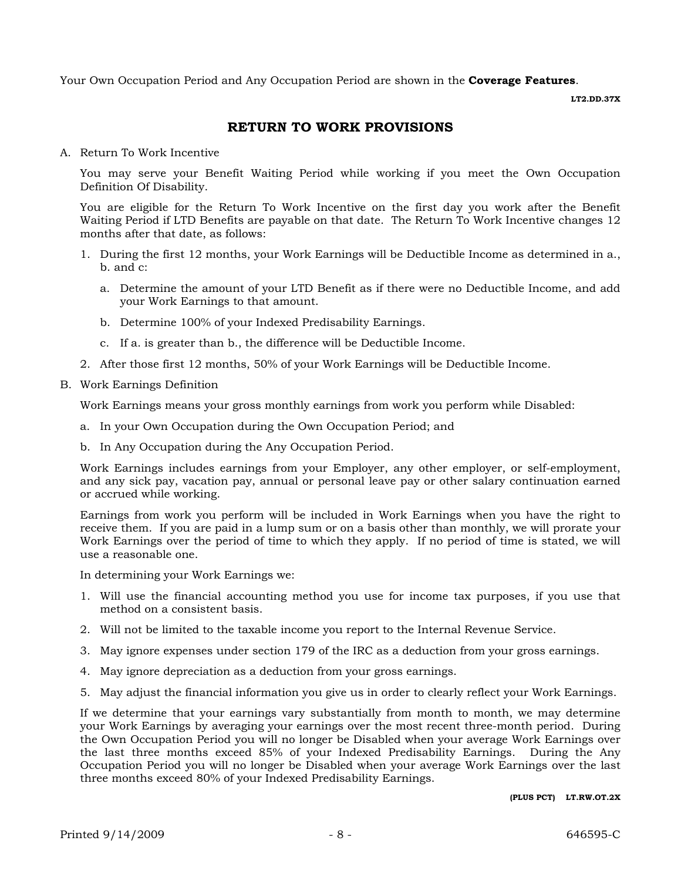Your Own Occupation Period and Any Occupation Period are shown in the **Coverage Features**.

**LT2.DD.37X**

## RETURN TO WORK PROVISIONS

A. Return To Work Incentive

   You may serve your Benefit Waiting Period while working if you meet the Own Occupation Definition Of Disability.

   You are eligible for the Return To Work Incentive on the first day you work after the Benefit Waiting Period if LTD Benefits are payable on that date. The Return To Work Incentive changes 12 months after that date, as follows:

   1. During the first 12 months, your Work Earnings will be Deductible Income as determined in a., b. and c:

      a. Determine the amount of your LTD Benefit as if there were no Deductible Income, and add your Work Earnings to that amount.

      b. Determine 100% of your Indexed Predisability Earnings.

      c. If a. is greater than b., the difference will be Deductible Income.

   2. After those first 12 months, 50% of your Work Earnings will be Deductible Income.

B. Work Earnings Definition

   Work Earnings means your gross monthly earnings from work you perform while Disabled:

   a. In your Own Occupation during the Own Occupation Period; and

   b. In Any Occupation during the Any Occupation Period.

   Work Earnings includes earnings from your Employer, any other employer, or self-employment, and any sick pay, vacation pay, annual or personal leave pay or other salary continuation earned or accrued while working.

   Earnings from work you perform will be included in Work Earnings when you have the right to receive them. If you are paid in a lump sum or on a basis other than monthly, we will prorate your Work Earnings over the period of time to which they apply. If no period of time is stated, we will use a reasonable one.

   In determining your Work Earnings we:

   1. Will use the financial accounting method you use for income tax purposes, if you use that method on a consistent basis.

   2. Will not be limited to the taxable income you report to the Internal Revenue Service.

   3. May ignore expenses under section 179 of the IRC as a deduction from your gross earnings.

   4. May ignore depreciation as a deduction from your gross earnings.

   5. May adjust the financial information you give us in order to clearly reflect your Work Earnings.

   If we determine that your earnings vary substantially from month to month, we may determine your Work Earnings by averaging your earnings over the most recent three-month period. During the Own Occupation Period you will no longer be Disabled when your average Work Earnings over the last three months exceed 85% of your Indexed Predisability Earnings. During the Any Occupation Period you will no longer be Disabled when your average Work Earnings over the last three months exceed 80% of your Indexed Predisability Earnings.

**(PLUS PCT) LT.RW.OT.2X**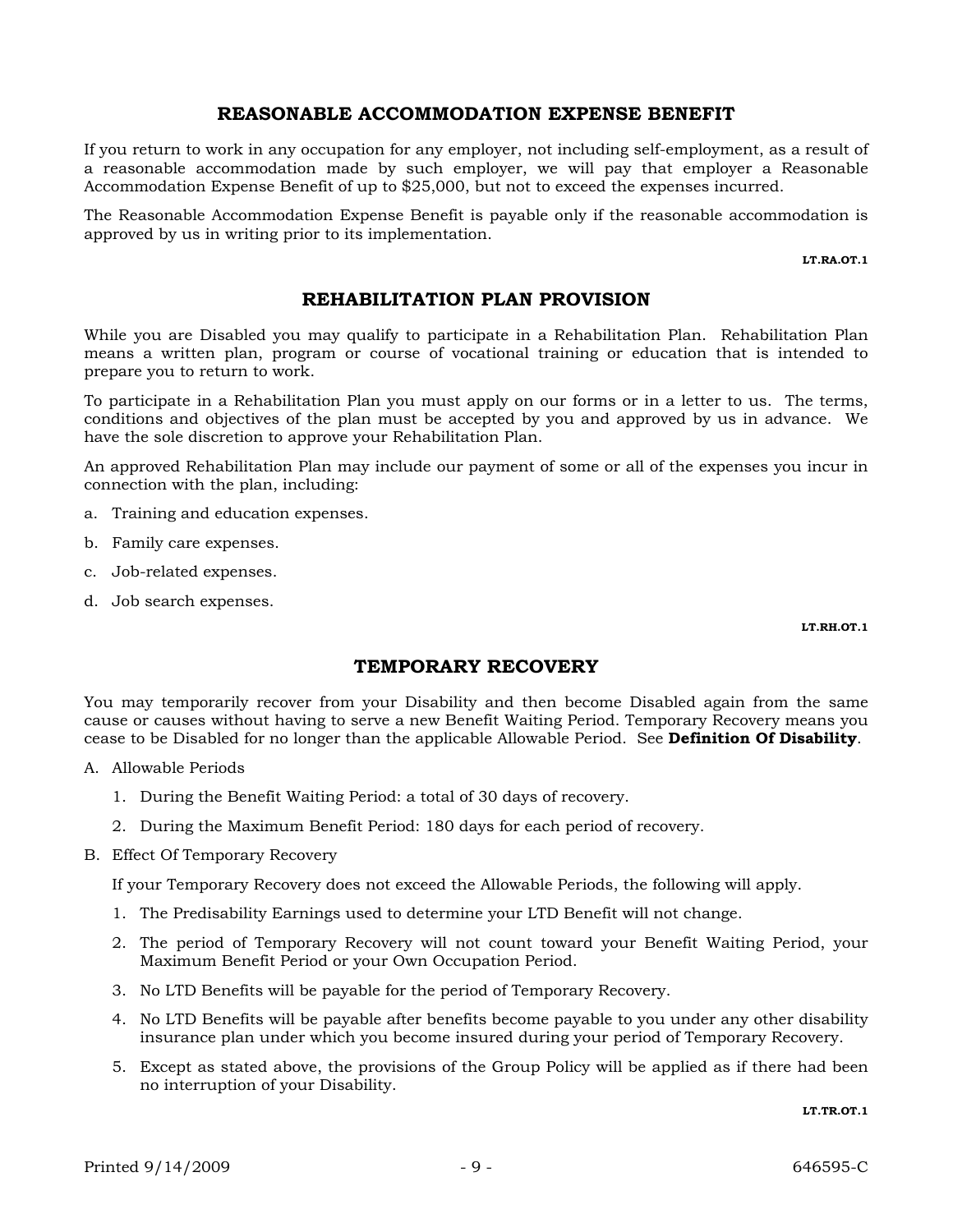## REASONABLE ACCOMMODATION EXPENSE BENEFIT

If you return to work in any occupation for any employer, not including self-employment, as a result of a reasonable accommodation made by such employer, we will pay that employer a Reasonable Accommodation Expense Benefit of up to $25,000, but not to exceed the expenses incurred.

The Reasonable Accommodation Expense Benefit is payable only if the reasonable accommodation is approved by us in writing prior to its implementation.

**LT.RA.OT.1**

## REHABILITATION PLAN PROVISION

While you are Disabled you may qualify to participate in a Rehabilitation Plan. Rehabilitation Plan means a written plan, program or course of vocational training or education that is intended to prepare you to return to work.

To participate in a Rehabilitation Plan you must apply on our forms or in a letter to us. The terms, conditions and objectives of the plan must be accepted by you and approved by us in advance. We have the sole discretion to approve your Rehabilitation Plan.

An approved Rehabilitation Plan may include our payment of some or all of the expenses you incur in connection with the plan, including:

a. Training and education expenses.

b. Family care expenses.

c. Job-related expenses.

d. Job search expenses.

**LT.RH.OT.1**

## TEMPORARY RECOVERY

You may temporarily recover from your Disability and then become Disabled again from the same cause or causes without having to serve a new Benefit Waiting Period. Temporary Recovery means you cease to be Disabled for no longer than the applicable Allowable Period. See **Definition Of Disability**.

A. Allowable Periods

   1. During the Benefit Waiting Period: a total of 30 days of recovery.

   2. During the Maximum Benefit Period: 180 days for each period of recovery.

B. Effect Of Temporary Recovery

   If your Temporary Recovery does not exceed the Allowable Periods, the following will apply.

   1. The Predisability Earnings used to determine your LTD Benefit will not change.

   2. The period of Temporary Recovery will not count toward your Benefit Waiting Period, your Maximum Benefit Period or your Own Occupation Period.

   3. No LTD Benefits will be payable for the period of Temporary Recovery.

   4. No LTD Benefits will be payable after benefits become payable to you under any other disability insurance plan under which you become insured during your period of Temporary Recovery.

   5. Except as stated above, the provisions of the Group Policy will be applied as if there had been no interruption of your Disability.

**LT.TR.OT.1**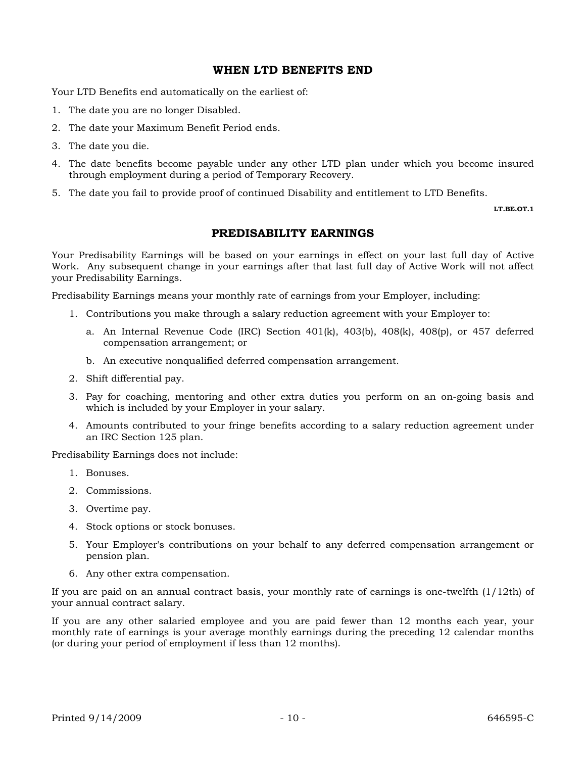## WHEN LTD BENEFITS END

Your LTD Benefits end automatically on the earliest of:

1. The date you are no longer Disabled.
2. The date your Maximum Benefit Period ends.
3. The date you die.
4. The date benefits become payable under any other LTD plan under which you become insured through employment during a period of Temporary Recovery.
5. The date you fail to provide proof of continued Disability and entitlement to LTD Benefits.

LT.BE.OT.1

## PREDISABILITY EARNINGS

Your Predisability Earnings will be based on your earnings in effect on your last full day of Active Work. Any subsequent change in your earnings after that last full day of Active Work will not affect your Predisability Earnings.

Predisability Earnings means your monthly rate of earnings from your Employer, including:

1. Contributions you make through a salary reduction agreement with your Employer to:
   a. An Internal Revenue Code (IRC) Section 401(k), 403(b), 408(k), 408(p), or 457 deferred compensation arrangement; or
   b. An executive nonqualified deferred compensation arrangement.
2. Shift differential pay.
3. Pay for coaching, mentoring and other extra duties you perform on an on-going basis and which is included by your Employer in your salary.
4. Amounts contributed to your fringe benefits according to a salary reduction agreement under an IRC Section 125 plan.

Predisability Earnings does not include:

1. Bonuses.
2. Commissions.
3. Overtime pay.
4. Stock options or stock bonuses.
5. Your Employer's contributions on your behalf to any deferred compensation arrangement or pension plan.
6. Any other extra compensation.

If you are paid on an annual contract basis, your monthly rate of earnings is one-twelfth (1/12th) of your annual contract salary.

If you are any other salaried employee and you are paid fewer than 12 months each year, your monthly rate of earnings is your average monthly earnings during the preceding 12 calendar months (or during your period of employment if less than 12 months).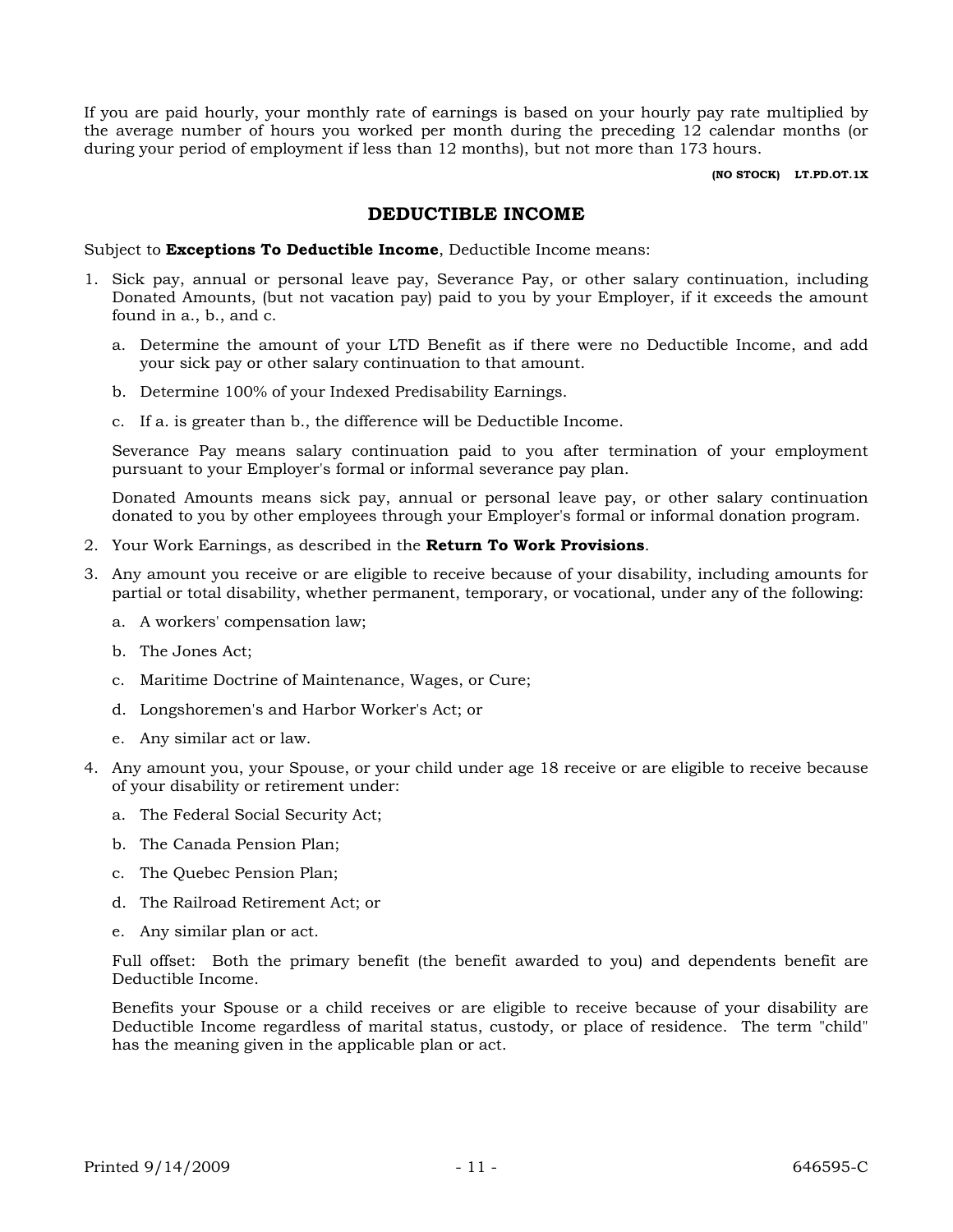If you are paid hourly, your monthly rate of earnings is based on your hourly pay rate multiplied by the average number of hours you worked per month during the preceding 12 calendar months (or during your period of employment if less than 12 months), but not more than 173 hours.

**(NO STOCK) LT.PD.OT.1X**

## DEDUCTIBLE INCOME

Subject to **Exceptions To Deductible Income**, Deductible Income means:

1. Sick pay, annual or personal leave pay, Severance Pay, or other salary continuation, including Donated Amounts, (but not vacation pay) paid to you by your Employer, if it exceeds the amount found in a., b., and c.

   a. Determine the amount of your LTD Benefit as if there were no Deductible Income, and add your sick pay or other salary continuation to that amount.

   b. Determine 100% of your Indexed Predisability Earnings.

   c. If a. is greater than b., the difference will be Deductible Income.

   Severance Pay means salary continuation paid to you after termination of your employment pursuant to your Employer's formal or informal severance pay plan.

   Donated Amounts means sick pay, annual or personal leave pay, or other salary continuation donated to you by other employees through your Employer's formal or informal donation program.

2. Your Work Earnings, as described in the **Return To Work Provisions**.

3. Any amount you receive or are eligible to receive because of your disability, including amounts for partial or total disability, whether permanent, temporary, or vocational, under any of the following:

   a. A workers' compensation law;

   b. The Jones Act;

   c. Maritime Doctrine of Maintenance, Wages, or Cure;

   d. Longshoremen's and Harbor Worker's Act; or

   e. Any similar act or law.

4. Any amount you, your Spouse, or your child under age 18 receive or are eligible to receive because of your disability or retirement under:

   a. The Federal Social Security Act;

   b. The Canada Pension Plan;

   c. The Quebec Pension Plan;

   d. The Railroad Retirement Act; or

   e. Any similar plan or act.

   Full offset: Both the primary benefit (the benefit awarded to you) and dependents benefit are Deductible Income.

   Benefits your Spouse or a child receives or are eligible to receive because of your disability are Deductible Income regardless of marital status, custody, or place of residence. The term "child" has the meaning given in the applicable plan or act.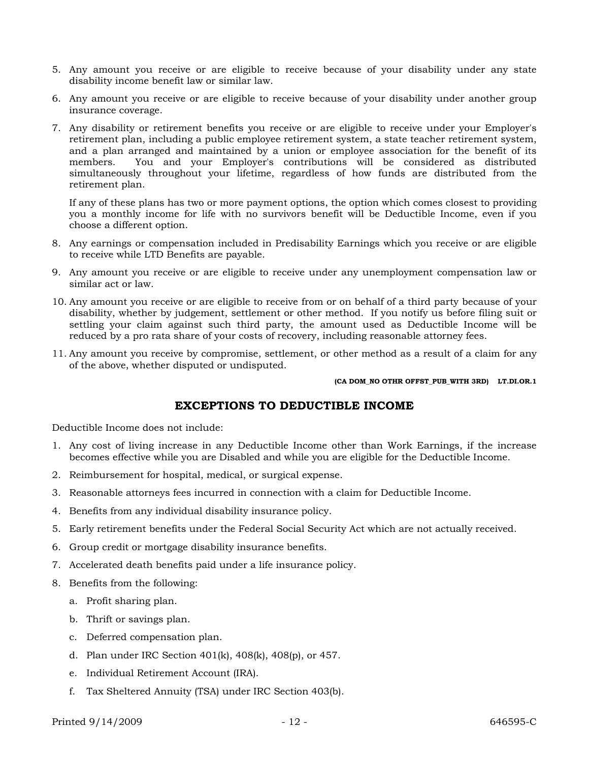5. Any amount you receive or are eligible to receive because of your disability under any state disability income benefit law or similar law.

6. Any amount you receive or are eligible to receive because of your disability under another group insurance coverage.

7. Any disability or retirement benefits you receive or are eligible to receive under your Employer's retirement plan, including a public employee retirement system, a state teacher retirement system, and a plan arranged and maintained by a union or employee association for the benefit of its members. You and your Employer's contributions will be considered as distributed simultaneously throughout your lifetime, regardless of how funds are distributed from the retirement plan.

   If any of these plans has two or more payment options, the option which comes closest to providing you a monthly income for life with no survivors benefit will be Deductible Income, even if you choose a different option.

8. Any earnings or compensation included in Predisability Earnings which you receive or are eligible to receive while LTD Benefits are payable.

9. Any amount you receive or are eligible to receive under any unemployment compensation law or similar act or law.

10. Any amount you receive or are eligible to receive from or on behalf of a third party because of your disability, whether by judgement, settlement or other method. If you notify us before filing suit or settling your claim against such third party, the amount used as Deductible Income will be reduced by a pro rata share of your costs of recovery, including reasonable attorney fees.

11. Any amount you receive by compromise, settlement, or other method as a result of a claim for any of the above, whether disputed or undisputed.

**(CA DOM_NO OTHR OFFST_PUB_WITH 3RD) LT.DI.OR.1**

## EXCEPTIONS TO DEDUCTIBLE INCOME

Deductible Income does not include:

1. Any cost of living increase in any Deductible Income other than Work Earnings, if the increase becomes effective while you are Disabled and while you are eligible for the Deductible Income.
2. Reimbursement for hospital, medical, or surgical expense.
3. Reasonable attorneys fees incurred in connection with a claim for Deductible Income.
4. Benefits from any individual disability insurance policy.
5. Early retirement benefits under the Federal Social Security Act which are not actually received.
6. Group credit or mortgage disability insurance benefits.
7. Accelerated death benefits paid under a life insurance policy.
8. Benefits from the following:
   a. Profit sharing plan.
   b. Thrift or savings plan.
   c. Deferred compensation plan.
   d. Plan under IRC Section 401(k), 408(k), 408(p), or 457.
   e. Individual Retirement Account (IRA).
   f. Tax Sheltered Annuity (TSA) under IRC Section 403(b).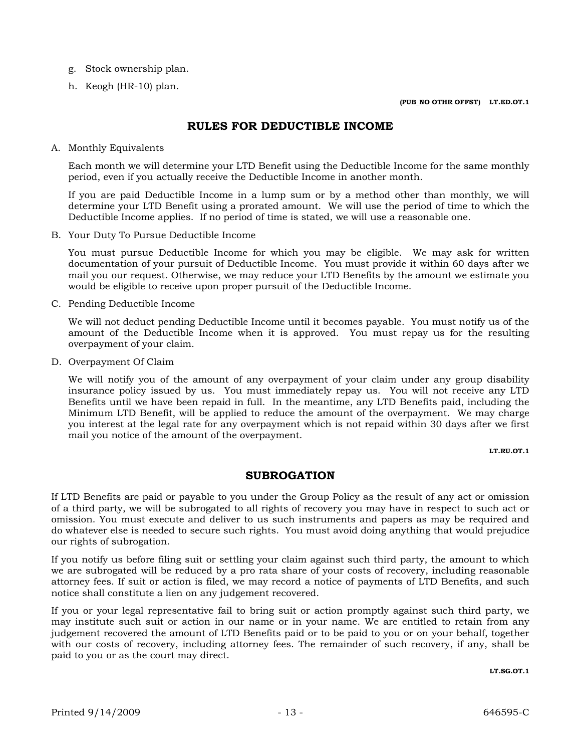g. Stock ownership plan.

h. Keogh (HR-10) plan.

**(PUB_NO OTHR OFFST) LT.ED.OT.1**

## RULES FOR DEDUCTIBLE INCOME

A. Monthly Equivalents

Each month we will determine your LTD Benefit using the Deductible Income for the same monthly period, even if you actually receive the Deductible Income in another month.

If you are paid Deductible Income in a lump sum or by a method other than monthly, we will determine your LTD Benefit using a prorated amount. We will use the period of time to which the Deductible Income applies. If no period of time is stated, we will use a reasonable one.

B. Your Duty To Pursue Deductible Income

You must pursue Deductible Income for which you may be eligible. We may ask for written documentation of your pursuit of Deductible Income. You must provide it within 60 days after we mail you our request. Otherwise, we may reduce your LTD Benefits by the amount we estimate you would be eligible to receive upon proper pursuit of the Deductible Income.

C. Pending Deductible Income

We will not deduct pending Deductible Income until it becomes payable. You must notify us of the amount of the Deductible Income when it is approved. You must repay us for the resulting overpayment of your claim.

D. Overpayment Of Claim

We will notify you of the amount of any overpayment of your claim under any group disability insurance policy issued by us. You must immediately repay us. You will not receive any LTD Benefits until we have been repaid in full. In the meantime, any LTD Benefits paid, including the Minimum LTD Benefit, will be applied to reduce the amount of the overpayment. We may charge you interest at the legal rate for any overpayment which is not repaid within 30 days after we first mail you notice of the amount of the overpayment.

**LT.RU.OT.1**

## SUBROGATION

If LTD Benefits are paid or payable to you under the Group Policy as the result of any act or omission of a third party, we will be subrogated to all rights of recovery you may have in respect to such act or omission. You must execute and deliver to us such instruments and papers as may be required and do whatever else is needed to secure such rights. You must avoid doing anything that would prejudice our rights of subrogation.

If you notify us before filing suit or settling your claim against such third party, the amount to which we are subrogated will be reduced by a pro rata share of your costs of recovery, including reasonable attorney fees. If suit or action is filed, we may record a notice of payments of LTD Benefits, and such notice shall constitute a lien on any judgement recovered.

If you or your legal representative fail to bring suit or action promptly against such third party, we may institute such suit or action in our name or in your name. We are entitled to retain from any judgement recovered the amount of LTD Benefits paid or to be paid to you or on your behalf, together with our costs of recovery, including attorney fees. The remainder of such recovery, if any, shall be paid to you or as the court may direct.

**LT.SG.OT.1**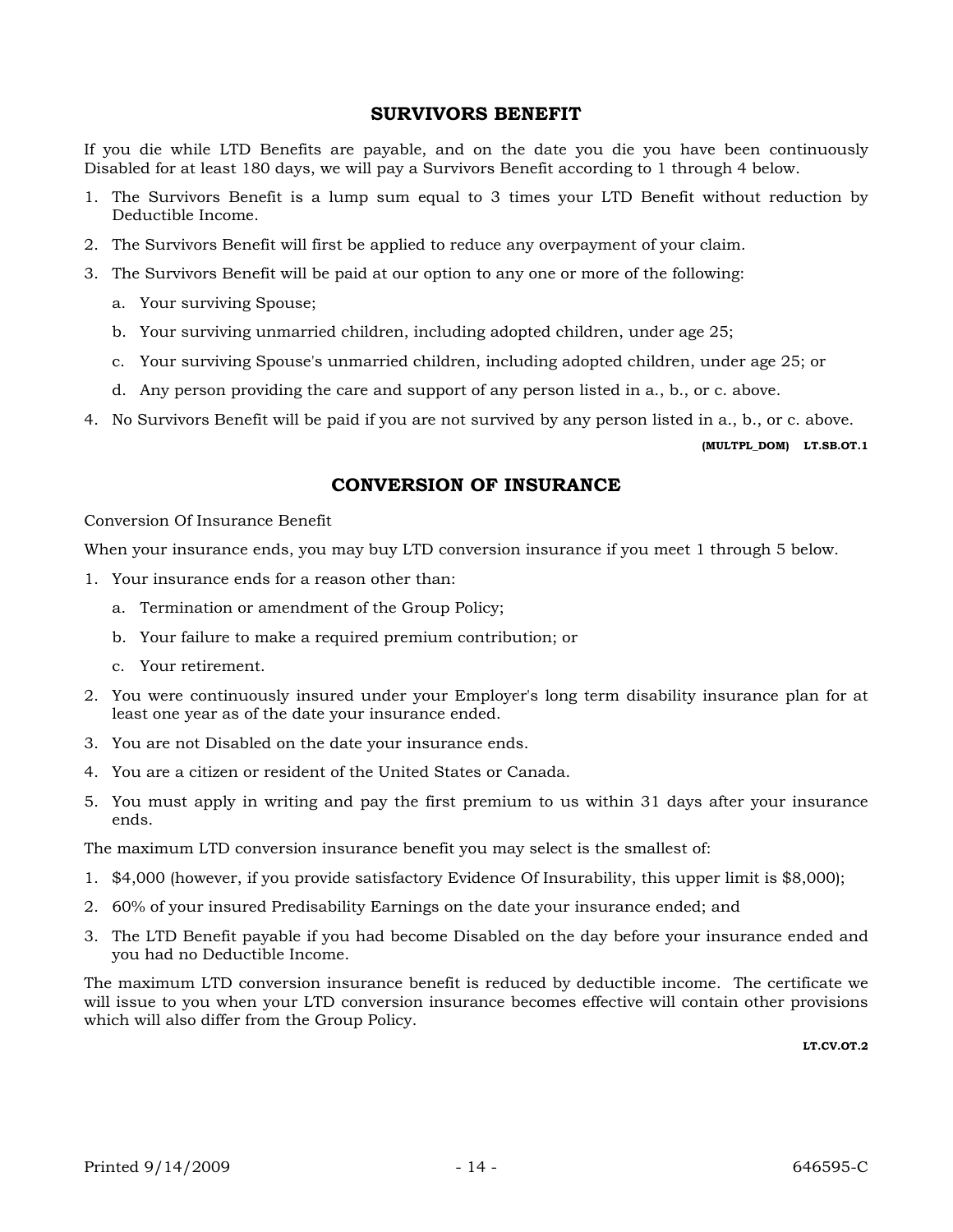## SURVIVORS BENEFIT

If you die while LTD Benefits are payable, and on the date you die you have been continuously Disabled for at least 180 days, we will pay a Survivors Benefit according to 1 through 4 below.

1. The Survivors Benefit is a lump sum equal to 3 times your LTD Benefit without reduction by Deductible Income.
2. The Survivors Benefit will first be applied to reduce any overpayment of your claim.
3. The Survivors Benefit will be paid at our option to any one or more of the following:
   a. Your surviving Spouse;
   b. Your surviving unmarried children, including adopted children, under age 25;
   c. Your surviving Spouse's unmarried children, including adopted children, under age 25; or
   d. Any person providing the care and support of any person listed in a., b., or c. above.
4. No Survivors Benefit will be paid if you are not survived by any person listed in a., b., or c. above.

**(MULTPL_DOM) LT.SB.OT.1**

## CONVERSION OF INSURANCE

Conversion Of Insurance Benefit

When your insurance ends, you may buy LTD conversion insurance if you meet 1 through 5 below.

1. Your insurance ends for a reason other than:
   a. Termination or amendment of the Group Policy;
   b. Your failure to make a required premium contribution; or
   c. Your retirement.
2. You were continuously insured under your Employer's long term disability insurance plan for at least one year as of the date your insurance ended.
3. You are not Disabled on the date your insurance ends.
4. You are a citizen or resident of the United States or Canada.
5. You must apply in writing and pay the first premium to us within 31 days after your insurance ends.

The maximum LTD conversion insurance benefit you may select is the smallest of:

1. $4,000 (however, if you provide satisfactory Evidence Of Insurability, this upper limit is $8,000);
2. 60% of your insured Predisability Earnings on the date your insurance ended; and
3. The LTD Benefit payable if you had become Disabled on the day before your insurance ended and you had no Deductible Income.

The maximum LTD conversion insurance benefit is reduced by deductible income. The certificate we will issue to you when your LTD conversion insurance becomes effective will contain other provisions which will also differ from the Group Policy.

**LT.CV.OT.2**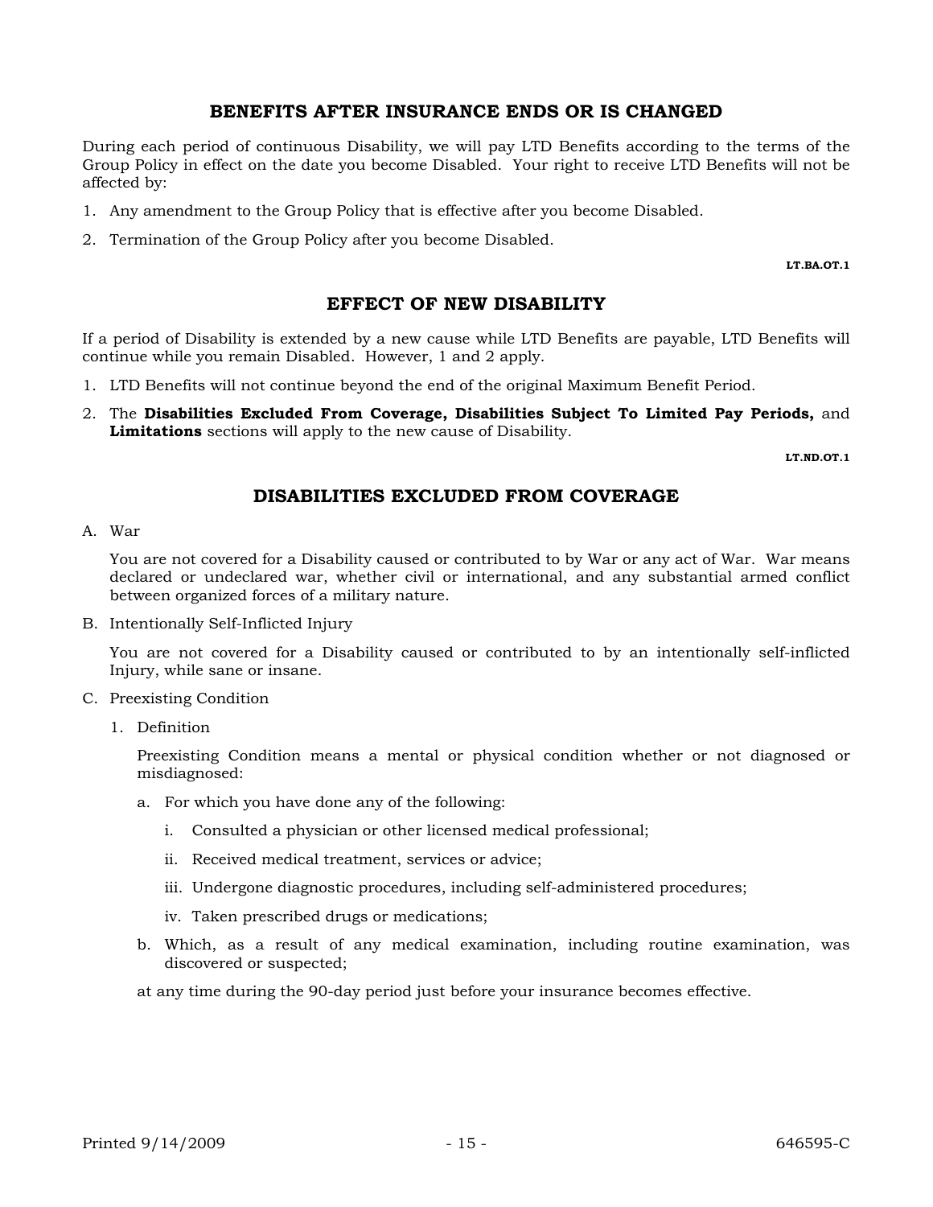## BENEFITS AFTER INSURANCE ENDS OR IS CHANGED

During each period of continuous Disability, we will pay LTD Benefits according to the terms of the Group Policy in effect on the date you become Disabled. Your right to receive LTD Benefits will not be affected by:

1. Any amendment to the Group Policy that is effective after you become Disabled.
2. Termination of the Group Policy after you become Disabled.

**LT.BA.OT.1**

## EFFECT OF NEW DISABILITY

If a period of Disability is extended by a new cause while LTD Benefits are payable, LTD Benefits will continue while you remain Disabled. However, 1 and 2 apply.

1. LTD Benefits will not continue beyond the end of the original Maximum Benefit Period.
2. The **Disabilities Excluded From Coverage, Disabilities Subject To Limited Pay Periods,** and **Limitations** sections will apply to the new cause of Disability.

**LT.ND.OT.1**

## DISABILITIES EXCLUDED FROM COVERAGE

A. War

   You are not covered for a Disability caused or contributed to by War or any act of War. War means declared or undeclared war, whether civil or international, and any substantial armed conflict between organized forces of a military nature.

B. Intentionally Self-Inflicted Injury

   You are not covered for a Disability caused or contributed to by an intentionally self-inflicted Injury, while sane or insane.

C. Preexisting Condition

   1. Definition

      Preexisting Condition means a mental or physical condition whether or not diagnosed or misdiagnosed:

      a. For which you have done any of the following:

         i. Consulted a physician or other licensed medical professional;

         ii. Received medical treatment, services or advice;

         iii. Undergone diagnostic procedures, including self-administered procedures;

         iv. Taken prescribed drugs or medications;

      b. Which, as a result of any medical examination, including routine examination, was discovered or suspected;

      at any time during the 90-day period just before your insurance becomes effective.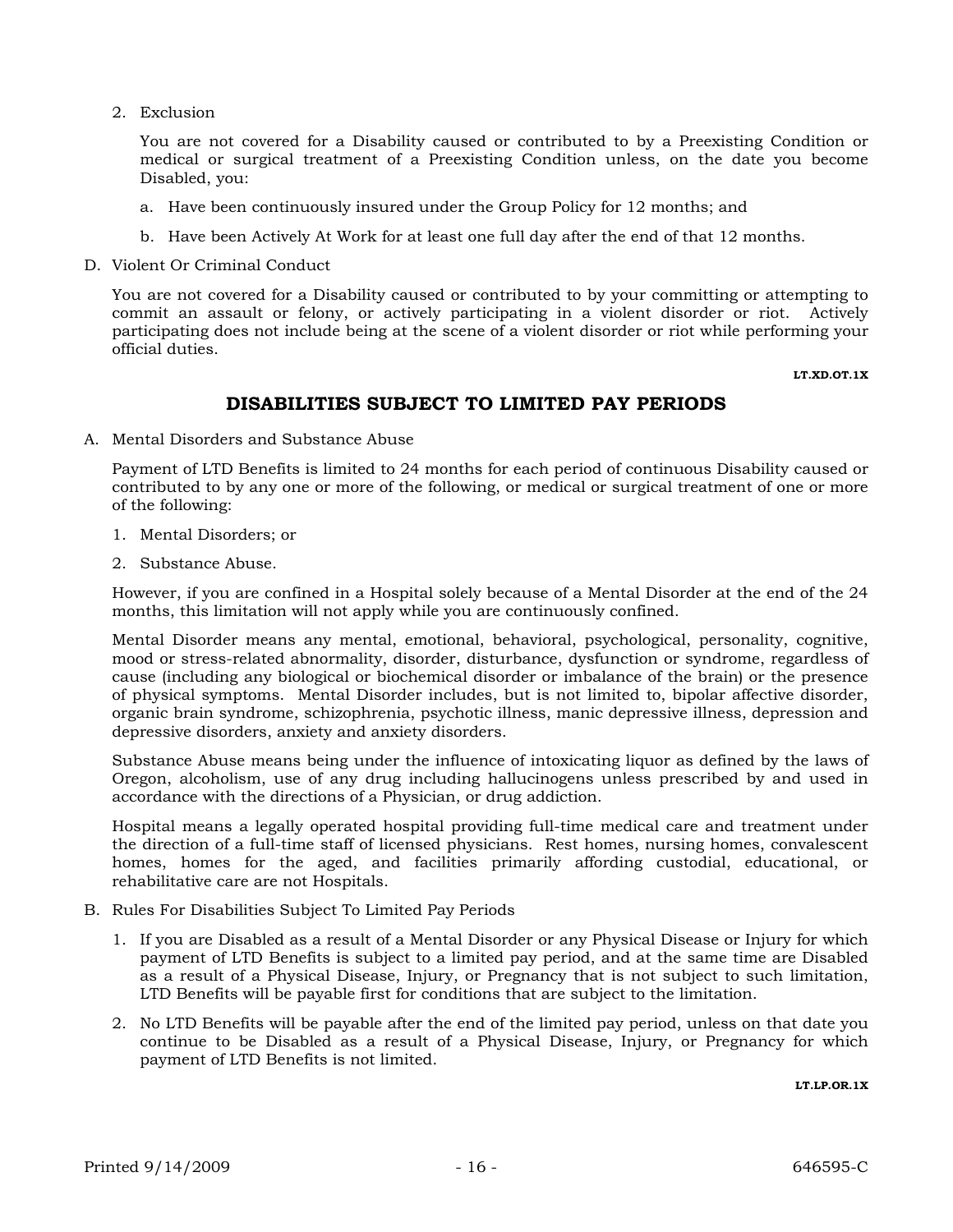2. Exclusion

   You are not covered for a Disability caused or contributed to by a Preexisting Condition or medical or surgical treatment of a Preexisting Condition unless, on the date you become Disabled, you:

   a. Have been continuously insured under the Group Policy for 12 months; and

   b. Have been Actively At Work for at least one full day after the end of that 12 months.

D. Violent Or Criminal Conduct

   You are not covered for a Disability caused or contributed to by your committing or attempting to commit an assault or felony, or actively participating in a violent disorder or riot. Actively participating does not include being at the scene of a violent disorder or riot while performing your official duties.

**LT.XD.OT.1X**

## DISABILITIES SUBJECT TO LIMITED PAY PERIODS

A. Mental Disorders and Substance Abuse

   Payment of LTD Benefits is limited to 24 months for each period of continuous Disability caused or contributed to by any one or more of the following, or medical or surgical treatment of one or more of the following:

   1. Mental Disorders; or

   2. Substance Abuse.

   However, if you are confined in a Hospital solely because of a Mental Disorder at the end of the 24 months, this limitation will not apply while you are continuously confined.

   Mental Disorder means any mental, emotional, behavioral, psychological, personality, cognitive, mood or stress-related abnormality, disorder, disturbance, dysfunction or syndrome, regardless of cause (including any biological or biochemical disorder or imbalance of the brain) or the presence of physical symptoms. Mental Disorder includes, but is not limited to, bipolar affective disorder, organic brain syndrome, schizophrenia, psychotic illness, manic depressive illness, depression and depressive disorders, anxiety and anxiety disorders.

   Substance Abuse means being under the influence of intoxicating liquor as defined by the laws of Oregon, alcoholism, use of any drug including hallucinogens unless prescribed by and used in accordance with the directions of a Physician, or drug addiction.

   Hospital means a legally operated hospital providing full-time medical care and treatment under the direction of a full-time staff of licensed physicians. Rest homes, nursing homes, convalescent homes, homes for the aged, and facilities primarily affording custodial, educational, or rehabilitative care are not Hospitals.

B. Rules For Disabilities Subject To Limited Pay Periods

   1. If you are Disabled as a result of a Mental Disorder or any Physical Disease or Injury for which payment of LTD Benefits is subject to a limited pay period, and at the same time are Disabled as a result of a Physical Disease, Injury, or Pregnancy that is not subject to such limitation, LTD Benefits will be payable first for conditions that are subject to the limitation.

   2. No LTD Benefits will be payable after the end of the limited pay period, unless on that date you continue to be Disabled as a result of a Physical Disease, Injury, or Pregnancy for which payment of LTD Benefits is not limited.

**LT.LP.OR.1X**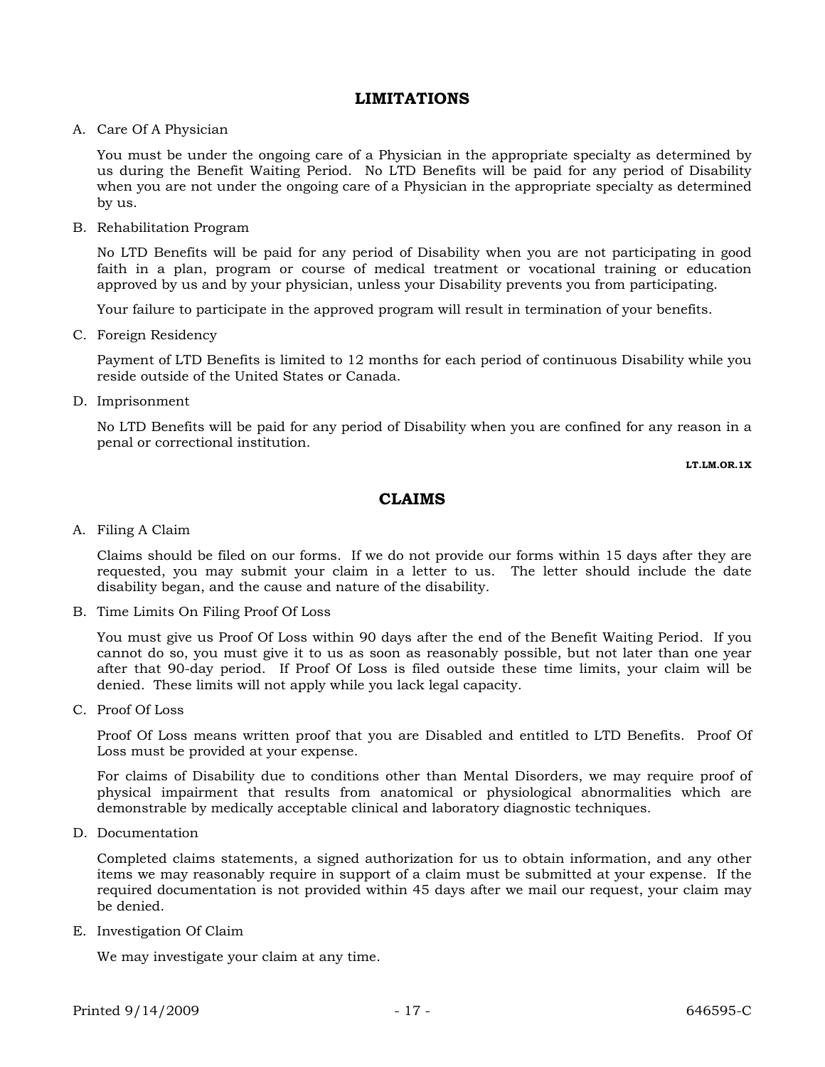## LIMITATIONS

A. Care Of A Physician

You must be under the ongoing care of a Physician in the appropriate specialty as determined by us during the Benefit Waiting Period. No LTD Benefits will be paid for any period of Disability when you are not under the ongoing care of a Physician in the appropriate specialty as determined by us.

B. Rehabilitation Program

No LTD Benefits will be paid for any period of Disability when you are not participating in good faith in a plan, program or course of medical treatment or vocational training or education approved by us and by your physician, unless your Disability prevents you from participating.

Your failure to participate in the approved program will result in termination of your benefits.

C. Foreign Residency

Payment of LTD Benefits is limited to 12 months for each period of continuous Disability while you reside outside of the United States or Canada.

D. Imprisonment

No LTD Benefits will be paid for any period of Disability when you are confined for any reason in a penal or correctional institution.

**LT.LM.OR.1X**

## CLAIMS

A. Filing A Claim

Claims should be filed on our forms. If we do not provide our forms within 15 days after they are requested, you may submit your claim in a letter to us. The letter should include the date disability began, and the cause and nature of the disability.

B. Time Limits On Filing Proof Of Loss

You must give us Proof Of Loss within 90 days after the end of the Benefit Waiting Period. If you cannot do so, you must give it to us as soon as reasonably possible, but not later than one year after that 90-day period. If Proof Of Loss is filed outside these time limits, your claim will be denied. These limits will not apply while you lack legal capacity.

C. Proof Of Loss

Proof Of Loss means written proof that you are Disabled and entitled to LTD Benefits. Proof Of Loss must be provided at your expense.

For claims of Disability due to conditions other than Mental Disorders, we may require proof of physical impairment that results from anatomical or physiological abnormalities which are demonstrable by medically acceptable clinical and laboratory diagnostic techniques.

D. Documentation

Completed claims statements, a signed authorization for us to obtain information, and any other items we may reasonably require in support of a claim must be submitted at your expense. If the required documentation is not provided within 45 days after we mail our request, your claim may be denied.

E. Investigation Of Claim

We may investigate your claim at any time.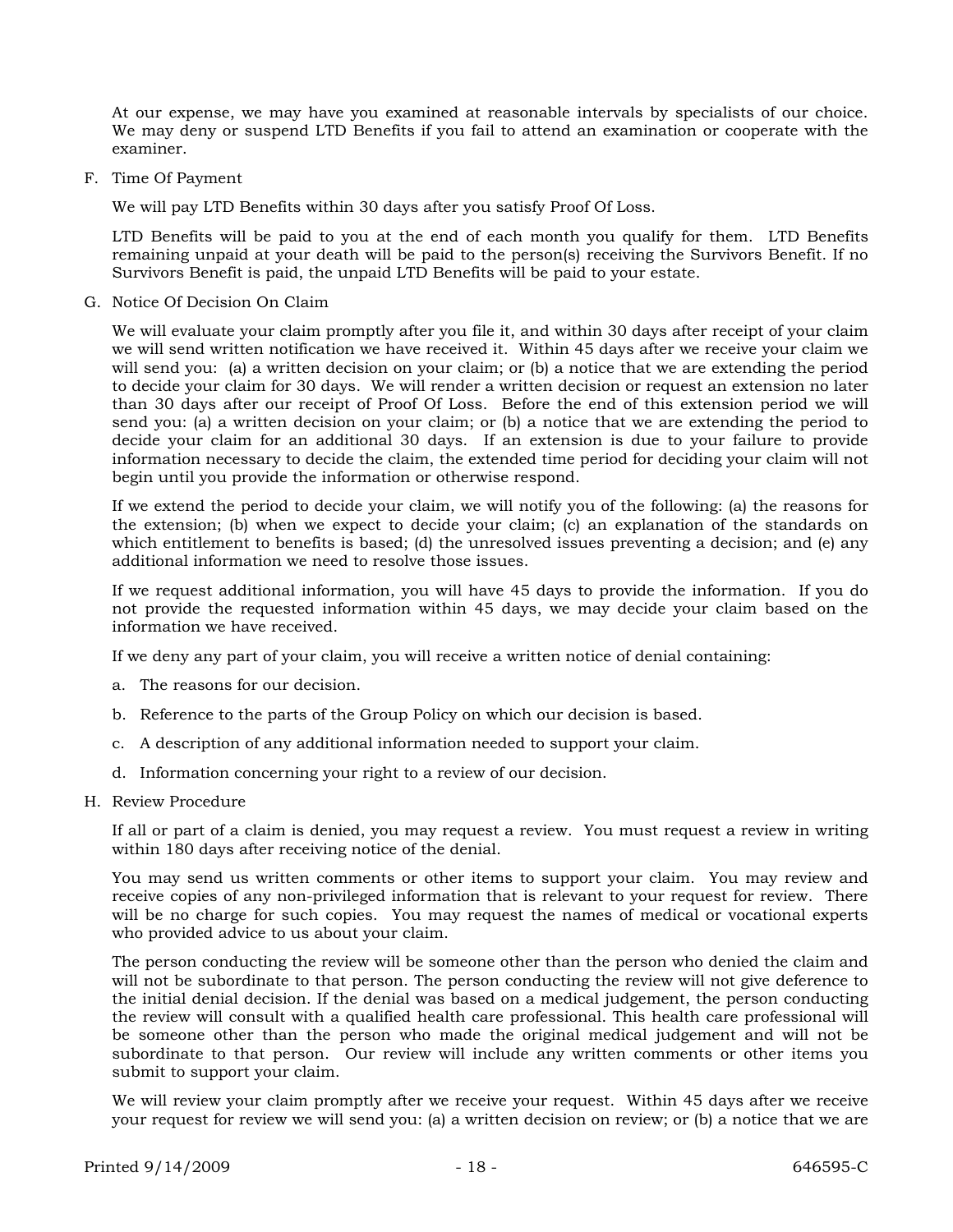At our expense, we may have you examined at reasonable intervals by specialists of our choice. We may deny or suspend LTD Benefits if you fail to attend an examination or cooperate with the examiner.

F. Time Of Payment

We will pay LTD Benefits within 30 days after you satisfy Proof Of Loss.

LTD Benefits will be paid to you at the end of each month you qualify for them. LTD Benefits remaining unpaid at your death will be paid to the person(s) receiving the Survivors Benefit. If no Survivors Benefit is paid, the unpaid LTD Benefits will be paid to your estate.

G. Notice Of Decision On Claim

We will evaluate your claim promptly after you file it, and within 30 days after receipt of your claim we will send written notification we have received it. Within 45 days after we receive your claim we will send you: (a) a written decision on your claim; or (b) a notice that we are extending the period to decide your claim for 30 days. We will render a written decision or request an extension no later than 30 days after our receipt of Proof Of Loss. Before the end of this extension period we will send you: (a) a written decision on your claim; or (b) a notice that we are extending the period to decide your claim for an additional 30 days. If an extension is due to your failure to provide information necessary to decide the claim, the extended time period for deciding your claim will not begin until you provide the information or otherwise respond.

If we extend the period to decide your claim, we will notify you of the following: (a) the reasons for the extension; (b) when we expect to decide your claim; (c) an explanation of the standards on which entitlement to benefits is based; (d) the unresolved issues preventing a decision; and (e) any additional information we need to resolve those issues.

If we request additional information, you will have 45 days to provide the information. If you do not provide the requested information within 45 days, we may decide your claim based on the information we have received.

If we deny any part of your claim, you will receive a written notice of denial containing:

a. The reasons for our decision.

b. Reference to the parts of the Group Policy on which our decision is based.

c. A description of any additional information needed to support your claim.

d. Information concerning your right to a review of our decision.

H. Review Procedure

If all or part of a claim is denied, you may request a review. You must request a review in writing within 180 days after receiving notice of the denial.

You may send us written comments or other items to support your claim. You may review and receive copies of any non-privileged information that is relevant to your request for review. There will be no charge for such copies. You may request the names of medical or vocational experts who provided advice to us about your claim.

The person conducting the review will be someone other than the person who denied the claim and will not be subordinate to that person. The person conducting the review will not give deference to the initial denial decision. If the denial was based on a medical judgement, the person conducting the review will consult with a qualified health care professional. This health care professional will be someone other than the person who made the original medical judgement and will not be subordinate to that person. Our review will include any written comments or other items you submit to support your claim.

We will review your claim promptly after we receive your request. Within 45 days after we receive your request for review we will send you: (a) a written decision on review; or (b) a notice that we are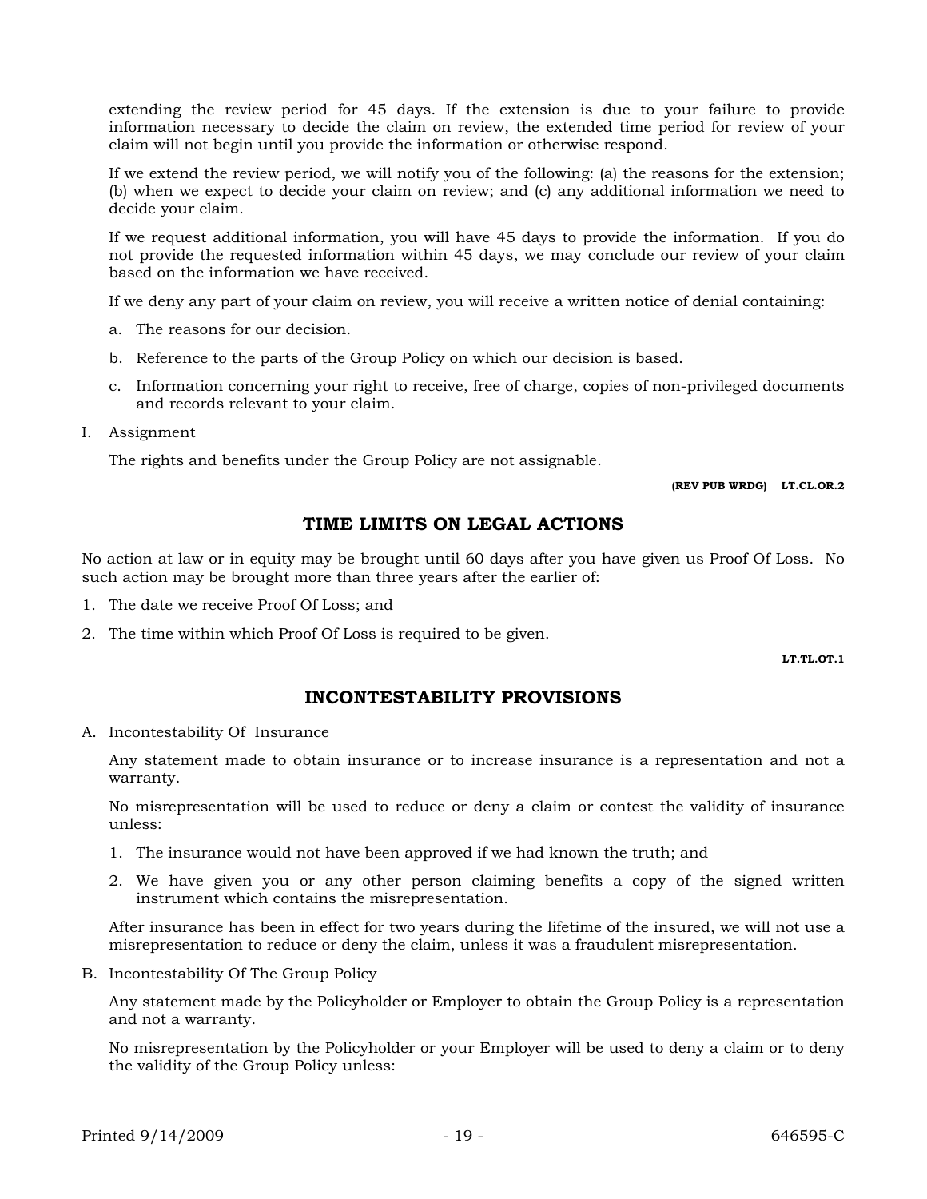extending the review period for 45 days. If the extension is due to your failure to provide information necessary to decide the claim on review, the extended time period for review of your claim will not begin until you provide the information or otherwise respond.

If we extend the review period, we will notify you of the following: (a) the reasons for the extension; (b) when we expect to decide your claim on review; and (c) any additional information we need to decide your claim.

If we request additional information, you will have 45 days to provide the information. If you do not provide the requested information within 45 days, we may conclude our review of your claim based on the information we have received.

If we deny any part of your claim on review, you will receive a written notice of denial containing:

a. The reasons for our decision.

b. Reference to the parts of the Group Policy on which our decision is based.

c. Information concerning your right to receive, free of charge, copies of non-privileged documents and records relevant to your claim.

I. Assignment

The rights and benefits under the Group Policy are not assignable.

**(REV PUB WRDG) LT.CL.OR.2**

## TIME LIMITS ON LEGAL ACTIONS

No action at law or in equity may be brought until 60 days after you have given us Proof Of Loss. No such action may be brought more than three years after the earlier of:

1. The date we receive Proof Of Loss; and
2. The time within which Proof Of Loss is required to be given.

**LT.TL.OT.1**

## INCONTESTABILITY PROVISIONS

A. Incontestability Of Insurance

Any statement made to obtain insurance or to increase insurance is a representation and not a warranty.

No misrepresentation will be used to reduce or deny a claim or contest the validity of insurance unless:

1. The insurance would not have been approved if we had known the truth; and
2. We have given you or any other person claiming benefits a copy of the signed written instrument which contains the misrepresentation.

After insurance has been in effect for two years during the lifetime of the insured, we will not use a misrepresentation to reduce or deny the claim, unless it was a fraudulent misrepresentation.

B. Incontestability Of The Group Policy

Any statement made by the Policyholder or Employer to obtain the Group Policy is a representation and not a warranty.

No misrepresentation by the Policyholder or your Employer will be used to deny a claim or to deny the validity of the Group Policy unless: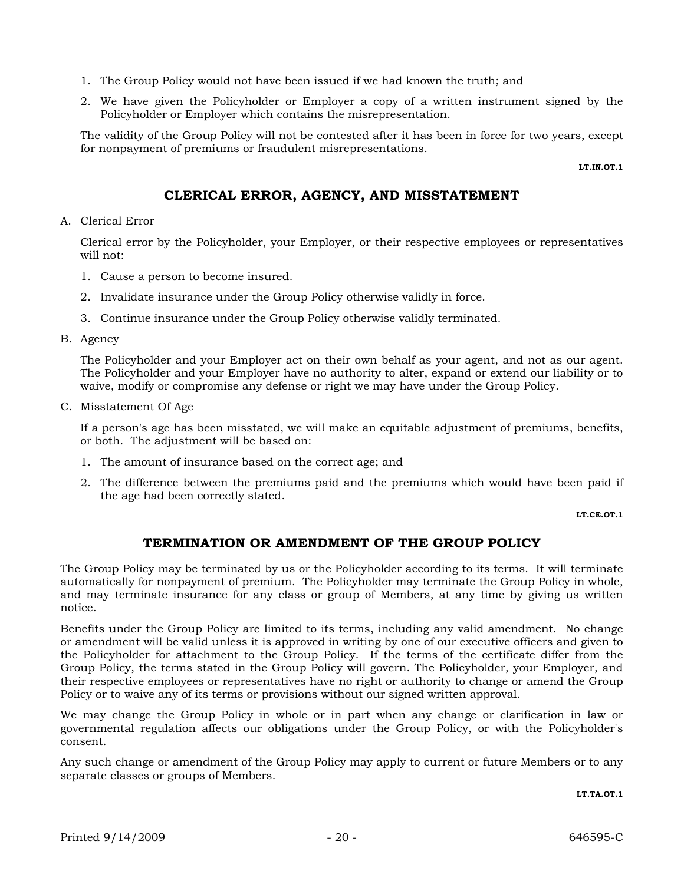1. The Group Policy would not have been issued if we had known the truth; and
2. We have given the Policyholder or Employer a copy of a written instrument signed by the Policyholder or Employer which contains the misrepresentation.

The validity of the Group Policy will not be contested after it has been in force for two years, except for nonpayment of premiums or fraudulent misrepresentations.

LT.IN.OT.1

## CLERICAL ERROR, AGENCY, AND MISSTATEMENT

A. Clerical Error

Clerical error by the Policyholder, your Employer, or their respective employees or representatives will not:

1. Cause a person to become insured.
2. Invalidate insurance under the Group Policy otherwise validly in force.
3. Continue insurance under the Group Policy otherwise validly terminated.

B. Agency

The Policyholder and your Employer act on their own behalf as your agent, and not as our agent. The Policyholder and your Employer have no authority to alter, expand or extend our liability or to waive, modify or compromise any defense or right we may have under the Group Policy.

C. Misstatement Of Age

If a person's age has been misstated, we will make an equitable adjustment of premiums, benefits, or both. The adjustment will be based on:

1. The amount of insurance based on the correct age; and
2. The difference between the premiums paid and the premiums which would have been paid if the age had been correctly stated.

LT.CE.OT.1

## TERMINATION OR AMENDMENT OF THE GROUP POLICY

The Group Policy may be terminated by us or the Policyholder according to its terms. It will terminate automatically for nonpayment of premium. The Policyholder may terminate the Group Policy in whole, and may terminate insurance for any class or group of Members, at any time by giving us written notice.

Benefits under the Group Policy are limited to its terms, including any valid amendment. No change or amendment will be valid unless it is approved in writing by one of our executive officers and given to the Policyholder for attachment to the Group Policy. If the terms of the certificate differ from the Group Policy, the terms stated in the Group Policy will govern. The Policyholder, your Employer, and their respective employees or representatives have no right or authority to change or amend the Group Policy or to waive any of its terms or provisions without our signed written approval.

We may change the Group Policy in whole or in part when any change or clarification in law or governmental regulation affects our obligations under the Group Policy, or with the Policyholder's consent.

Any such change or amendment of the Group Policy may apply to current or future Members or to any separate classes or groups of Members.

LT.TA.OT.1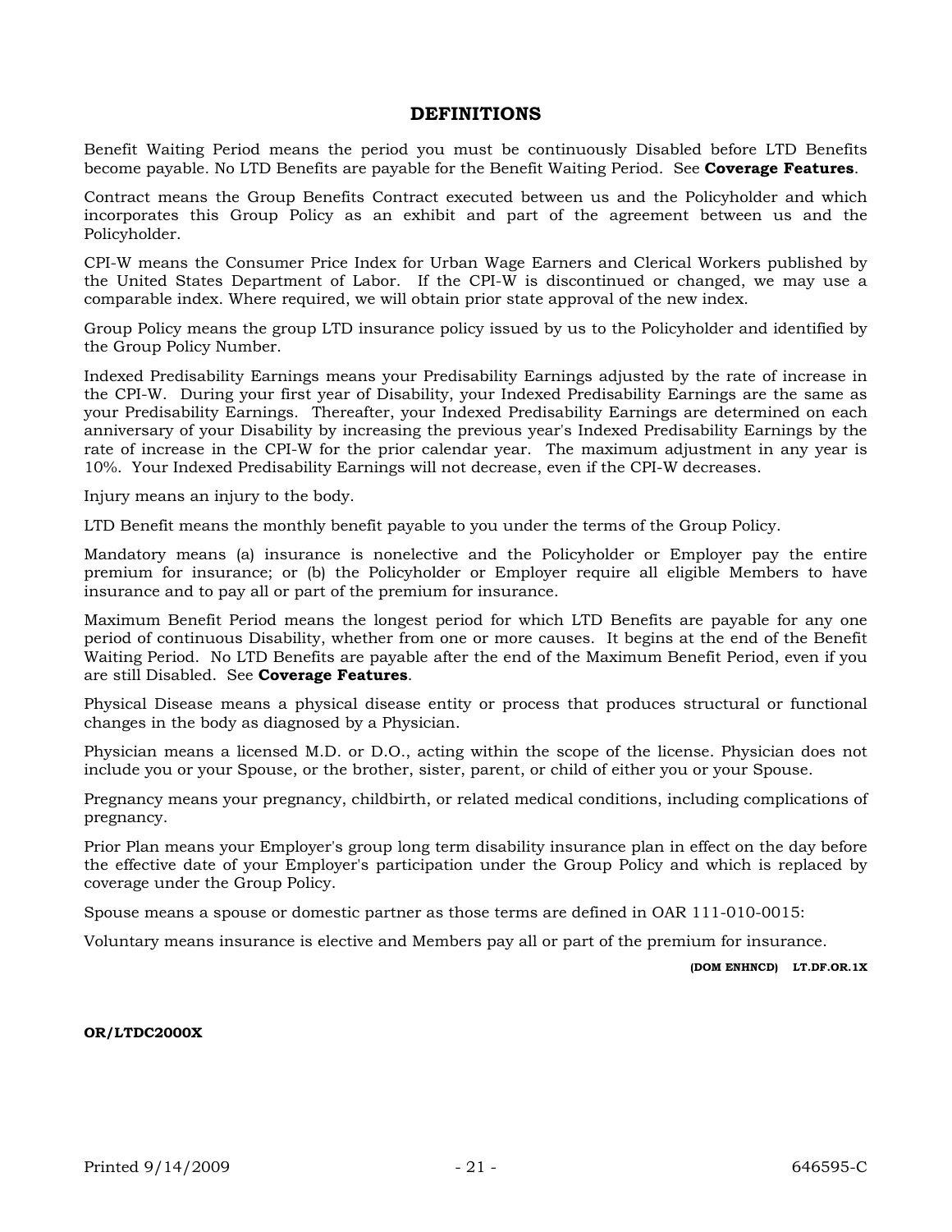## DEFINITIONS

Benefit Waiting Period means the period you must be continuously Disabled before LTD Benefits become payable. No LTD Benefits are payable for the Benefit Waiting Period. See **Coverage Features**.

Contract means the Group Benefits Contract executed between us and the Policyholder and which incorporates this Group Policy as an exhibit and part of the agreement between us and the Policyholder.

CPI-W means the Consumer Price Index for Urban Wage Earners and Clerical Workers published by the United States Department of Labor. If the CPI-W is discontinued or changed, we may use a comparable index. Where required, we will obtain prior state approval of the new index.

Group Policy means the group LTD insurance policy issued by us to the Policyholder and identified by the Group Policy Number.

Indexed Predisability Earnings means your Predisability Earnings adjusted by the rate of increase in the CPI-W. During your first year of Disability, your Indexed Predisability Earnings are the same as your Predisability Earnings. Thereafter, your Indexed Predisability Earnings are determined on each anniversary of your Disability by increasing the previous year's Indexed Predisability Earnings by the rate of increase in the CPI-W for the prior calendar year. The maximum adjustment in any year is 10%. Your Indexed Predisability Earnings will not decrease, even if the CPI-W decreases.

Injury means an injury to the body.

LTD Benefit means the monthly benefit payable to you under the terms of the Group Policy.

Mandatory means (a) insurance is nonelective and the Policyholder or Employer pay the entire premium for insurance; or (b) the Policyholder or Employer require all eligible Members to have insurance and to pay all or part of the premium for insurance.

Maximum Benefit Period means the longest period for which LTD Benefits are payable for any one period of continuous Disability, whether from one or more causes. It begins at the end of the Benefit Waiting Period. No LTD Benefits are payable after the end of the Maximum Benefit Period, even if you are still Disabled. See **Coverage Features**.

Physical Disease means a physical disease entity or process that produces structural or functional changes in the body as diagnosed by a Physician.

Physician means a licensed M.D. or D.O., acting within the scope of the license. Physician does not include you or your Spouse, or the brother, sister, parent, or child of either you or your Spouse.

Pregnancy means your pregnancy, childbirth, or related medical conditions, including complications of pregnancy.

Prior Plan means your Employer's group long term disability insurance plan in effect on the day before the effective date of your Employer's participation under the Group Policy and which is replaced by coverage under the Group Policy.

Spouse means a spouse or domestic partner as those terms are defined in OAR 111-010-0015:

Voluntary means insurance is elective and Members pay all or part of the premium for insurance.

**(DOM ENHNCD) LT.DF.OR.1X**

**OR/LTDC2000X**